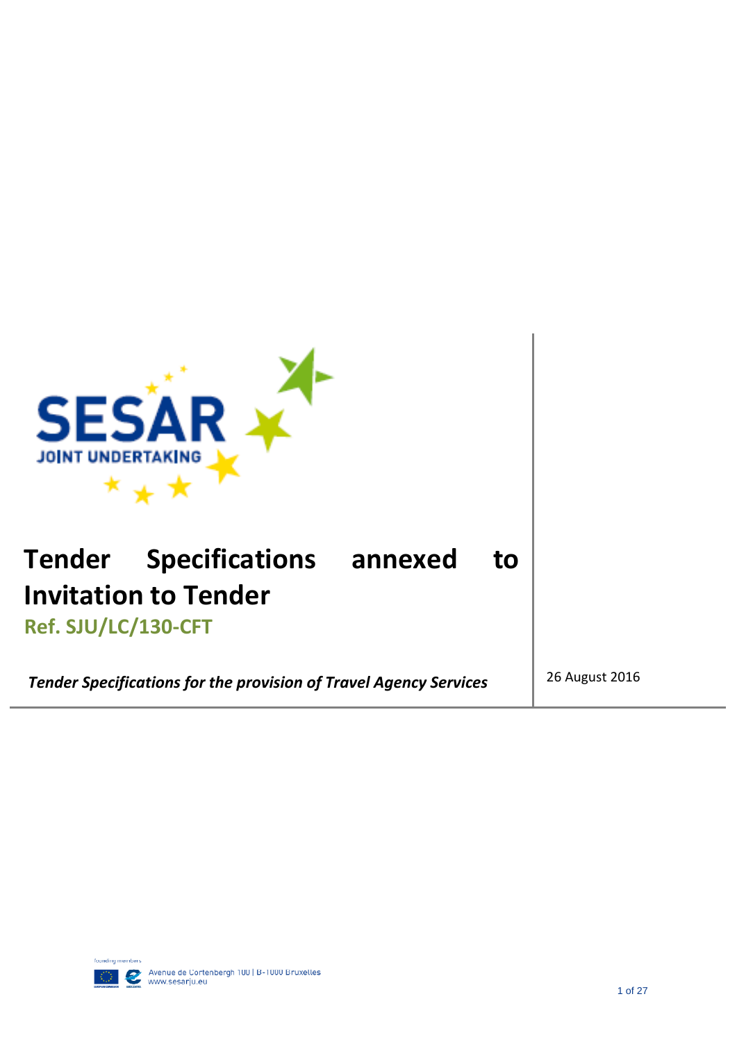# Tender Specifications annexed to Invitation to Tender

**Ref. SJU/LC/130-CFT**

***Tender Specifications for the provision of Travel Agency Services***

26 August 2016

Avenue de Cortenbergh 100 | B-1000 Bruxelles
www.sesarju.eu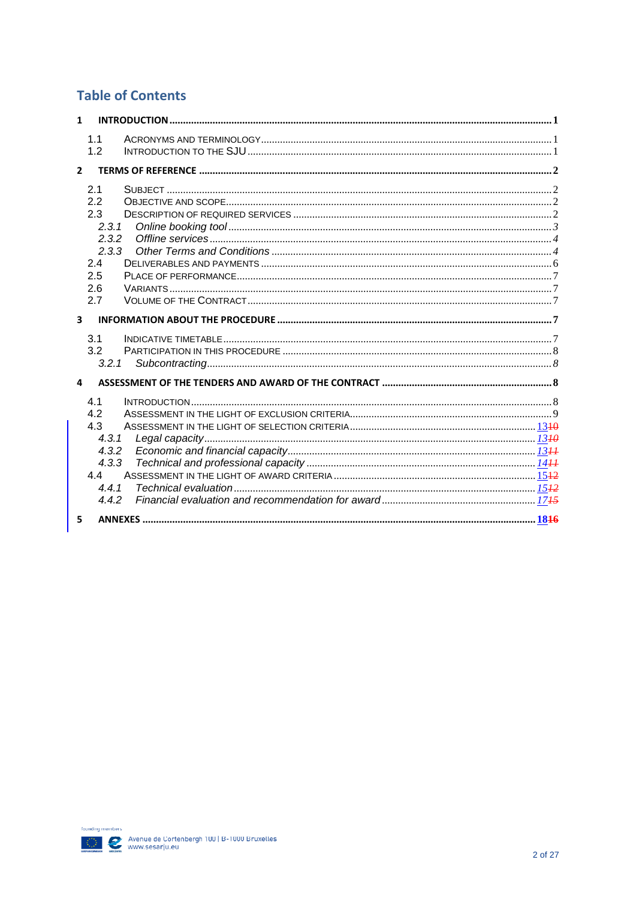# Table of Contents

1 INTRODUCTION ........................................................ 1

- 1.1 ACRONYMS AND TERMINOLOGY ........................................................ 1
- 1.2 INTRODUCTION TO THE SJU ........................................................ 1

2 TERMS OF REFERENCE ........................................................ 2

- 2.1 SUBJECT ........................................................ 2
- 2.2 OBJECTIVE AND SCOPE ........................................................ 2
- 2.3 DESCRIPTION OF REQUIRED SERVICES ........................................................ 2
  - *2.3.1 Online booking tool* ........................................................ 3
  - *2.3.2 Offline services* ........................................................ 4
  - *2.3.3 Other Terms and Conditions* ........................................................ 4
- 2.4 DELIVERABLES AND PAYMENTS ........................................................ 6
- 2.5 PLACE OF PERFORMANCE ........................................................ 7
- 2.6 VARIANTS ........................................................ 7
- 2.7 VOLUME OF THE CONTRACT ........................................................ 7

3 INFORMATION ABOUT THE PROCEDURE ........................................................ 7

- 3.1 INDICATIVE TIMETABLE ........................................................ 7
- 3.2 PARTICIPATION IN THIS PROCEDURE ........................................................ 8
  - *3.2.1 Subcontracting* ........................................................ 8

4 ASSESSMENT OF THE TENDERS AND AWARD OF THE CONTRACT ........................................................ 8

- 4.1 INTRODUCTION ........................................................ 8
- 4.2 ASSESSMENT IN THE LIGHT OF EXCLUSION CRITERIA ........................................................ 9
- 4.3 ASSESSMENT IN THE LIGHT OF SELECTION CRITERIA ........................................................ 13~~10~~
  - *4.3.1 Legal capacity* ........................................................ 13~~10~~
  - *4.3.2 Economic and financial capacity* ........................................................ 13~~11~~
  - *4.3.3 Technical and professional capacity* ........................................................ 14~~11~~
- 4.4 ASSESSMENT IN THE LIGHT OF AWARD CRITERIA ........................................................ 15~~12~~
  - *4.4.1 Technical evaluation* ........................................................ 15~~12~~
  - *4.4.2 Financial evaluation and recommendation for award* ........................................................ 17~~15~~

5 ANNEXES ........................................................ 18~~16~~

Avenue de Cortenbergh 100 | B-1000 Bruxelles
www.sesarju.eu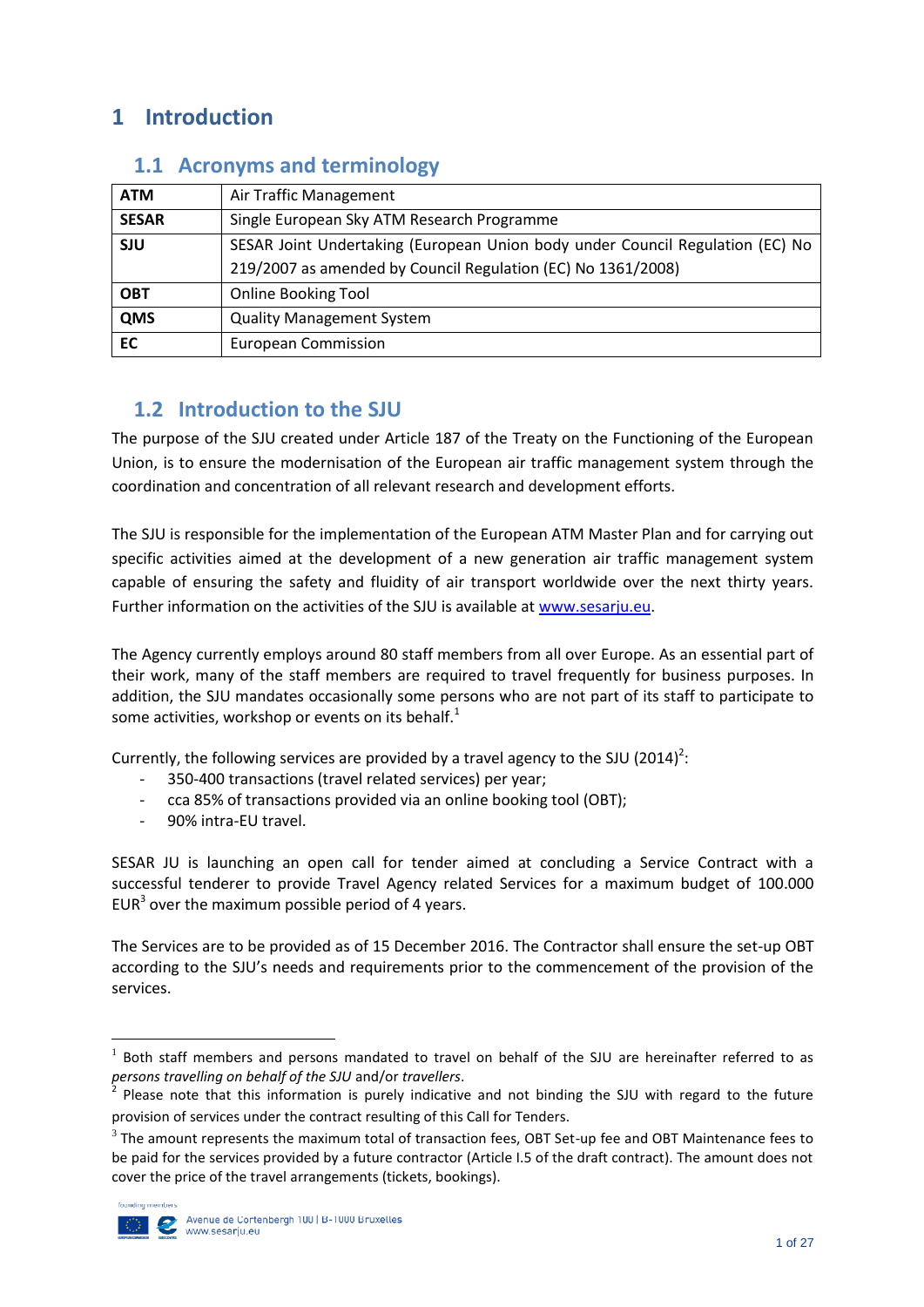# 1 Introduction

## 1.1 Acronyms and terminology

| | |
|---|---|
| **ATM** | Air Traffic Management |
| **SESAR** | Single European Sky ATM Research Programme |
| **SJU** | SESAR Joint Undertaking (European Union body under Council Regulation (EC) No 219/2007 as amended by Council Regulation (EC) No 1361/2008) |
| **OBT** | Online Booking Tool |
| **QMS** | Quality Management System |
| **EC** | European Commission |

## 1.2 Introduction to the SJU

The purpose of the SJU created under Article 187 of the Treaty on the Functioning of the European Union, is to ensure the modernisation of the European air traffic management system through the coordination and concentration of all relevant research and development efforts.

The SJU is responsible for the implementation of the European ATM Master Plan and for carrying out specific activities aimed at the development of a new generation air traffic management system capable of ensuring the safety and fluidity of air transport worldwide over the next thirty years. Further information on the activities of the SJU is available at www.sesarju.eu.

The Agency currently employs around 80 staff members from all over Europe. As an essential part of their work, many of the staff members are required to travel frequently for business purposes. In addition, the SJU mandates occasionally some persons who are not part of its staff to participate to some activities, workshop or events on its behalf.[1]

Currently, the following services are provided by a travel agency to the SJU (2014)[2]:

- 350-400 transactions (travel related services) per year;
- cca 85% of transactions provided via an online booking tool (OBT);
- 90% intra-EU travel.

SESAR JU is launching an open call for tender aimed at concluding a Service Contract with a successful tenderer to provide Travel Agency related Services for a maximum budget of 100.000 EUR[3] over the maximum possible period of 4 years.

The Services are to be provided as of 15 December 2016. The Contractor shall ensure the set-up OBT according to the SJU's needs and requirements prior to the commencement of the provision of the services.

---

[1] Both staff members and persons mandated to travel on behalf of the SJU are hereinafter referred to as *persons travelling on behalf of the SJU* and/or *travellers*.

[2] Please note that this information is purely indicative and not binding the SJU with regard to the future provision of services under the contract resulting of this Call for Tenders.

[3] The amount represents the maximum total of transaction fees, OBT Set-up fee and OBT Maintenance fees to be paid for the services provided by a future contractor (Article I.5 of the draft contract). The amount does not cover the price of the travel arrangements (tickets, bookings).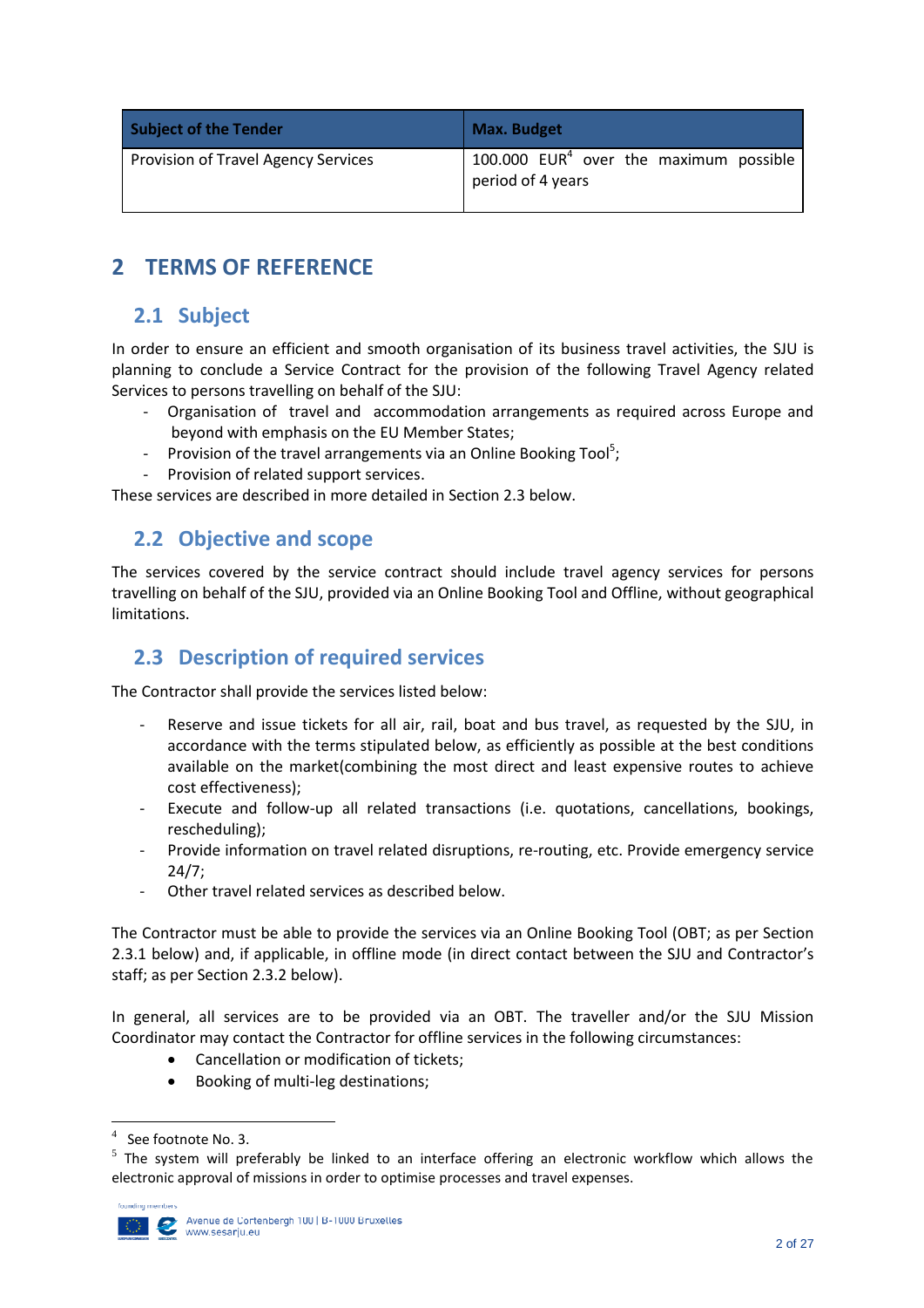| Subject of the Tender | Max. Budget |
| --- | --- |
| Provision of Travel Agency Services | 100.000 EUR[4] over the maximum possible period of 4 years |

# 2 TERMS OF REFERENCE

## 2.1 Subject

In order to ensure an efficient and smooth organisation of its business travel activities, the SJU is planning to conclude a Service Contract for the provision of the following Travel Agency related Services to persons travelling on behalf of the SJU:

- Organisation of travel and accommodation arrangements as required across Europe and beyond with emphasis on the EU Member States;
- Provision of the travel arrangements via an Online Booking Tool[5];
- Provision of related support services.

These services are described in more detailed in Section 2.3 below.

## 2.2 Objective and scope

The services covered by the service contract should include travel agency services for persons travelling on behalf of the SJU, provided via an Online Booking Tool and Offline, without geographical limitations.

## 2.3 Description of required services

The Contractor shall provide the services listed below:

- Reserve and issue tickets for all air, rail, boat and bus travel, as requested by the SJU, in accordance with the terms stipulated below, as efficiently as possible at the best conditions available on the market(combining the most direct and least expensive routes to achieve cost effectiveness);
- Execute and follow-up all related transactions (i.e. quotations, cancellations, bookings, rescheduling);
- Provide information on travel related disruptions, re-routing, etc. Provide emergency service 24/7;
- Other travel related services as described below.

The Contractor must be able to provide the services via an Online Booking Tool (OBT; as per Section 2.3.1 below) and, if applicable, in offline mode (in direct contact between the SJU and Contractor's staff; as per Section 2.3.2 below).

In general, all services are to be provided via an OBT. The traveller and/or the SJU Mission Coordinator may contact the Contractor for offline services in the following circumstances:

- Cancellation or modification of tickets;
- Booking of multi-leg destinations;

[4] See footnote No. 3.

[5] The system will preferably be linked to an interface offering an electronic workflow which allows the electronic approval of missions in order to optimise processes and travel expenses.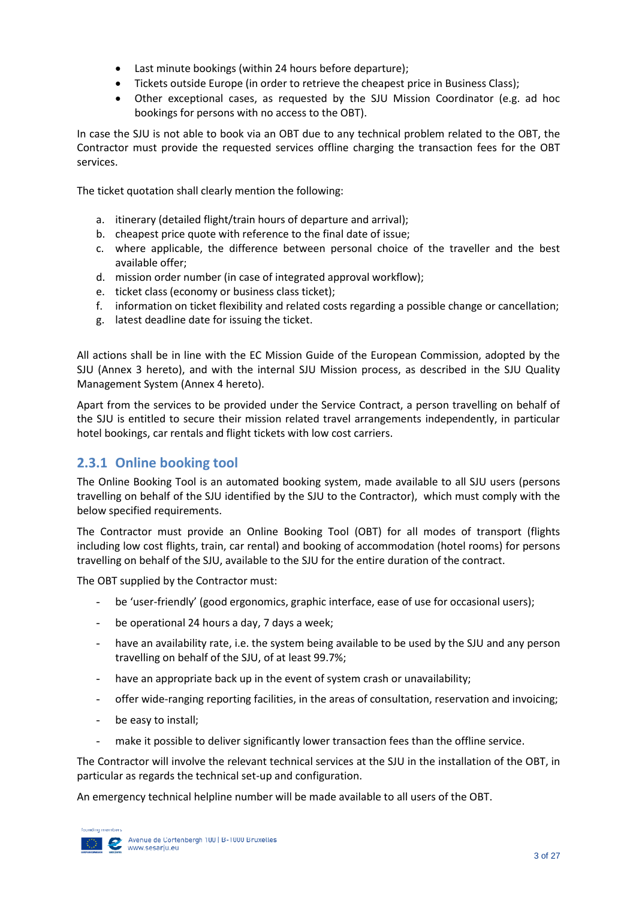- Last minute bookings (within 24 hours before departure);
- Tickets outside Europe (in order to retrieve the cheapest price in Business Class);
- Other exceptional cases, as requested by the SJU Mission Coordinator (e.g. ad hoc bookings for persons with no access to the OBT).

In case the SJU is not able to book via an OBT due to any technical problem related to the OBT, the Contractor must provide the requested services offline charging the transaction fees for the OBT services.

The ticket quotation shall clearly mention the following:

a. itinerary (detailed flight/train hours of departure and arrival);
b. cheapest price quote with reference to the final date of issue;
c. where applicable, the difference between personal choice of the traveller and the best available offer;
d. mission order number (in case of integrated approval workflow);
e. ticket class (economy or business class ticket);
f. information on ticket flexibility and related costs regarding a possible change or cancellation;
g. latest deadline date for issuing the ticket.

All actions shall be in line with the EC Mission Guide of the European Commission, adopted by the SJU (Annex 3 hereto), and with the internal SJU Mission process, as described in the SJU Quality Management System (Annex 4 hereto).

Apart from the services to be provided under the Service Contract, a person travelling on behalf of the SJU is entitled to secure their mission related travel arrangements independently, in particular hotel bookings, car rentals and flight tickets with low cost carriers.

### 2.3.1 Online booking tool

The Online Booking Tool is an automated booking system, made available to all SJU users (persons travelling on behalf of the SJU identified by the SJU to the Contractor), which must comply with the below specified requirements.

The Contractor must provide an Online Booking Tool (OBT) for all modes of transport (flights including low cost flights, train, car rental) and booking of accommodation (hotel rooms) for persons travelling on behalf of the SJU, available to the SJU for the entire duration of the contract.

The OBT supplied by the Contractor must:

- be 'user-friendly' (good ergonomics, graphic interface, ease of use for occasional users);
- be operational 24 hours a day, 7 days a week;
- have an availability rate, i.e. the system being available to be used by the SJU and any person travelling on behalf of the SJU, of at least 99.7%;
- have an appropriate back up in the event of system crash or unavailability;
- offer wide-ranging reporting facilities, in the areas of consultation, reservation and invoicing;
- be easy to install;
- make it possible to deliver significantly lower transaction fees than the offline service.

The Contractor will involve the relevant technical services at the SJU in the installation of the OBT, in particular as regards the technical set-up and configuration.

An emergency technical helpline number will be made available to all users of the OBT.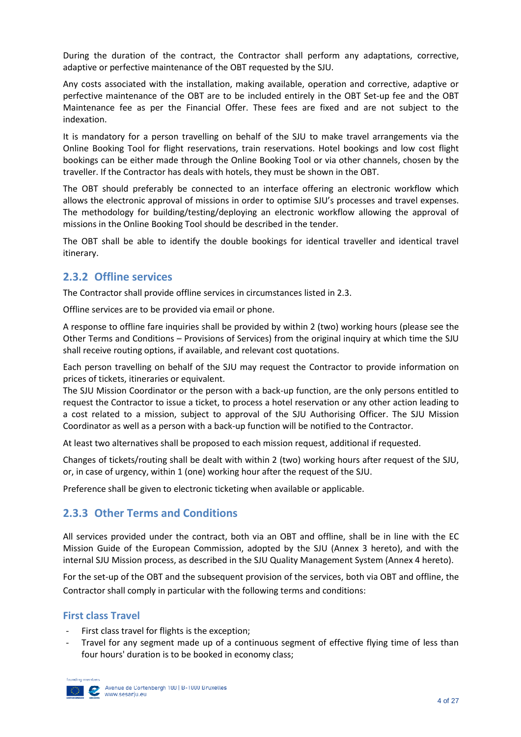During the duration of the contract, the Contractor shall perform any adaptations, corrective, adaptive or perfective maintenance of the OBT requested by the SJU.

Any costs associated with the installation, making available, operation and corrective, adaptive or perfective maintenance of the OBT are to be included entirely in the OBT Set-up fee and the OBT Maintenance fee as per the Financial Offer. These fees are fixed and are not subject to the indexation.

It is mandatory for a person travelling on behalf of the SJU to make travel arrangements via the Online Booking Tool for flight reservations, train reservations. Hotel bookings and low cost flight bookings can be either made through the Online Booking Tool or via other channels, chosen by the traveller. If the Contractor has deals with hotels, they must be shown in the OBT.

The OBT should preferably be connected to an interface offering an electronic workflow which allows the electronic approval of missions in order to optimise SJU's processes and travel expenses. The methodology for building/testing/deploying an electronic workflow allowing the approval of missions in the Online Booking Tool should be described in the tender.

The OBT shall be able to identify the double bookings for identical traveller and identical travel itinerary.

### 2.3.2 Offline services

The Contractor shall provide offline services in circumstances listed in 2.3.

Offline services are to be provided via email or phone.

A response to offline fare inquiries shall be provided by within 2 (two) working hours (please see the Other Terms and Conditions – Provisions of Services) from the original inquiry at which time the SJU shall receive routing options, if available, and relevant cost quotations.

Each person travelling on behalf of the SJU may request the Contractor to provide information on prices of tickets, itineraries or equivalent.
The SJU Mission Coordinator or the person with a back-up function, are the only persons entitled to request the Contractor to issue a ticket, to process a hotel reservation or any other action leading to a cost related to a mission, subject to approval of the SJU Authorising Officer. The SJU Mission Coordinator as well as a person with a back-up function will be notified to the Contractor.

At least two alternatives shall be proposed to each mission request, additional if requested.

Changes of tickets/routing shall be dealt with within 2 (two) working hours after request of the SJU, or, in case of urgency, within 1 (one) working hour after the request of the SJU.

Preference shall be given to electronic ticketing when available or applicable.

### 2.3.3 Other Terms and Conditions

All services provided under the contract, both via an OBT and offline, shall be in line with the EC Mission Guide of the European Commission, adopted by the SJU (Annex 3 hereto), and with the internal SJU Mission process, as described in the SJU Quality Management System (Annex 4 hereto).

For the set-up of the OBT and the subsequent provision of the services, both via OBT and offline, the Contractor shall comply in particular with the following terms and conditions:

#### First class Travel

- First class travel for flights is the exception;
- Travel for any segment made up of a continuous segment of effective flying time of less than four hours' duration is to be booked in economy class;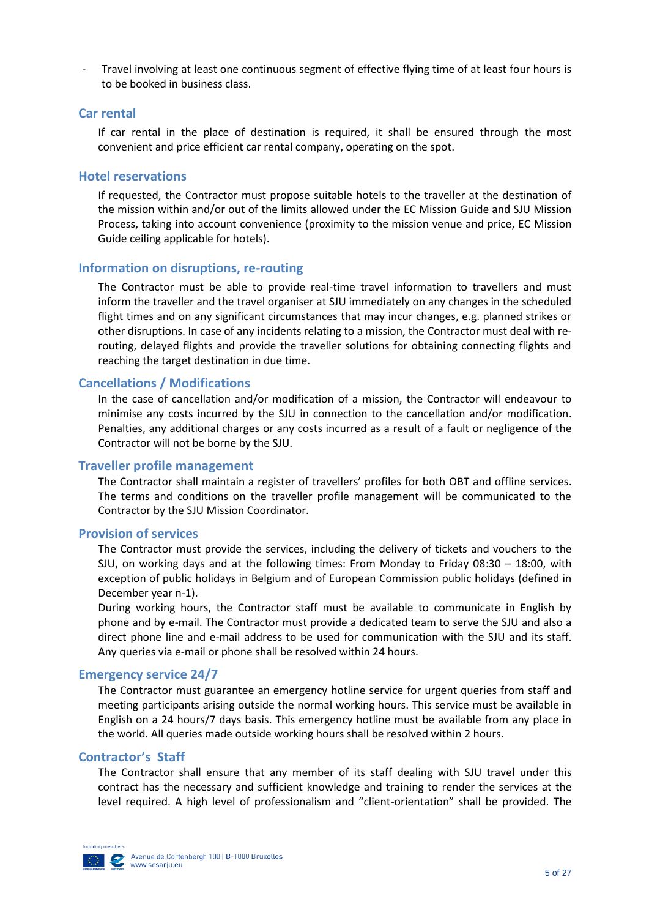- Travel involving at least one continuous segment of effective flying time of at least four hours is to be booked in business class.

### Car rental

If car rental in the place of destination is required, it shall be ensured through the most convenient and price efficient car rental company, operating on the spot.

### Hotel reservations

If requested, the Contractor must propose suitable hotels to the traveller at the destination of the mission within and/or out of the limits allowed under the EC Mission Guide and SJU Mission Process, taking into account convenience (proximity to the mission venue and price, EC Mission Guide ceiling applicable for hotels).

### Information on disruptions, re-routing

The Contractor must be able to provide real-time travel information to travellers and must inform the traveller and the travel organiser at SJU immediately on any changes in the scheduled flight times and on any significant circumstances that may incur changes, e.g. planned strikes or other disruptions. In case of any incidents relating to a mission, the Contractor must deal with re-routing, delayed flights and provide the traveller solutions for obtaining connecting flights and reaching the target destination in due time.

### Cancellations / Modifications

In the case of cancellation and/or modification of a mission, the Contractor will endeavour to minimise any costs incurred by the SJU in connection to the cancellation and/or modification. Penalties, any additional charges or any costs incurred as a result of a fault or negligence of the Contractor will not be borne by the SJU.

### Traveller profile management

The Contractor shall maintain a register of travellers' profiles for both OBT and offline services. The terms and conditions on the traveller profile management will be communicated to the Contractor by the SJU Mission Coordinator.

### Provision of services

The Contractor must provide the services, including the delivery of tickets and vouchers to the SJU, on working days and at the following times: From Monday to Friday 08:30 – 18:00, with exception of public holidays in Belgium and of European Commission public holidays (defined in December year n-1).

During working hours, the Contractor staff must be available to communicate in English by phone and by e-mail. The Contractor must provide a dedicated team to serve the SJU and also a direct phone line and e-mail address to be used for communication with the SJU and its staff. Any queries via e-mail or phone shall be resolved within 24 hours.

### Emergency service 24/7

The Contractor must guarantee an emergency hotline service for urgent queries from staff and meeting participants arising outside the normal working hours. This service must be available in English on a 24 hours/7 days basis. This emergency hotline must be available from any place in the world. All queries made outside working hours shall be resolved within 2 hours.

### Contractor's Staff

The Contractor shall ensure that any member of its staff dealing with SJU travel under this contract has the necessary and sufficient knowledge and training to render the services at the level required. A high level of professionalism and "client-orientation" shall be provided. The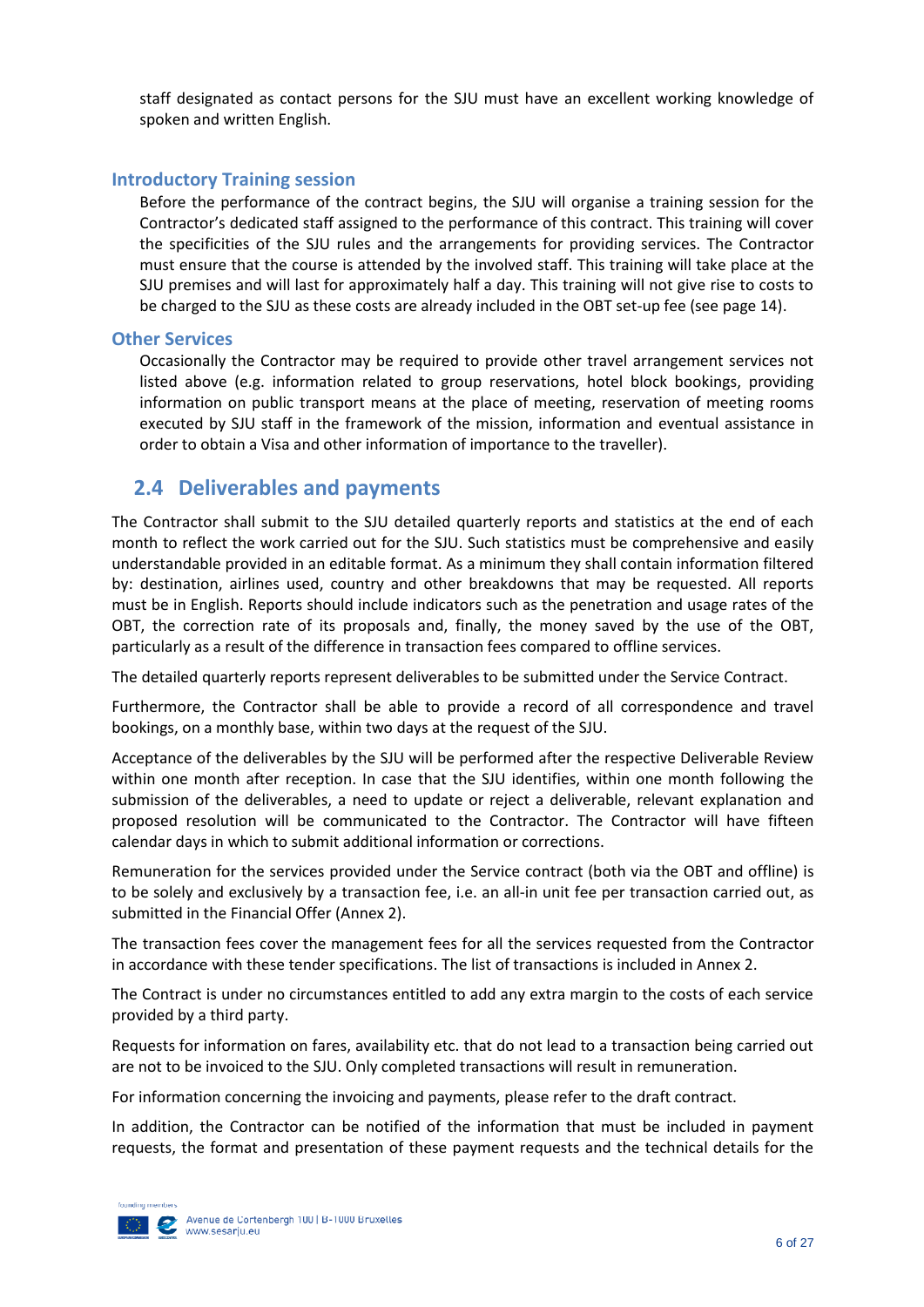staff designated as contact persons for the SJU must have an excellent working knowledge of spoken and written English.

### Introductory Training session

Before the performance of the contract begins, the SJU will organise a training session for the Contractor's dedicated staff assigned to the performance of this contract. This training will cover the specificities of the SJU rules and the arrangements for providing services. The Contractor must ensure that the course is attended by the involved staff. This training will take place at the SJU premises and will last for approximately half a day. This training will not give rise to costs to be charged to the SJU as these costs are already included in the OBT set-up fee (see page 14).

### Other Services

Occasionally the Contractor may be required to provide other travel arrangement services not listed above (e.g. information related to group reservations, hotel block bookings, providing information on public transport means at the place of meeting, reservation of meeting rooms executed by SJU staff in the framework of the mission, information and eventual assistance in order to obtain a Visa and other information of importance to the traveller).

## 2.4 Deliverables and payments

The Contractor shall submit to the SJU detailed quarterly reports and statistics at the end of each month to reflect the work carried out for the SJU. Such statistics must be comprehensive and easily understandable provided in an editable format. As a minimum they shall contain information filtered by: destination, airlines used, country and other breakdowns that may be requested. All reports must be in English. Reports should include indicators such as the penetration and usage rates of the OBT, the correction rate of its proposals and, finally, the money saved by the use of the OBT, particularly as a result of the difference in transaction fees compared to offline services.

The detailed quarterly reports represent deliverables to be submitted under the Service Contract.

Furthermore, the Contractor shall be able to provide a record of all correspondence and travel bookings, on a monthly base, within two days at the request of the SJU.

Acceptance of the deliverables by the SJU will be performed after the respective Deliverable Review within one month after reception. In case that the SJU identifies, within one month following the submission of the deliverables, a need to update or reject a deliverable, relevant explanation and proposed resolution will be communicated to the Contractor. The Contractor will have fifteen calendar days in which to submit additional information or corrections.

Remuneration for the services provided under the Service contract (both via the OBT and offline) is to be solely and exclusively by a transaction fee, i.e. an all-in unit fee per transaction carried out, as submitted in the Financial Offer (Annex 2).

The transaction fees cover the management fees for all the services requested from the Contractor in accordance with these tender specifications. The list of transactions is included in Annex 2.

The Contract is under no circumstances entitled to add any extra margin to the costs of each service provided by a third party.

Requests for information on fares, availability etc. that do not lead to a transaction being carried out are not to be invoiced to the SJU. Only completed transactions will result in remuneration.

For information concerning the invoicing and payments, please refer to the draft contract.

In addition, the Contractor can be notified of the information that must be included in payment requests, the format and presentation of these payment requests and the technical details for the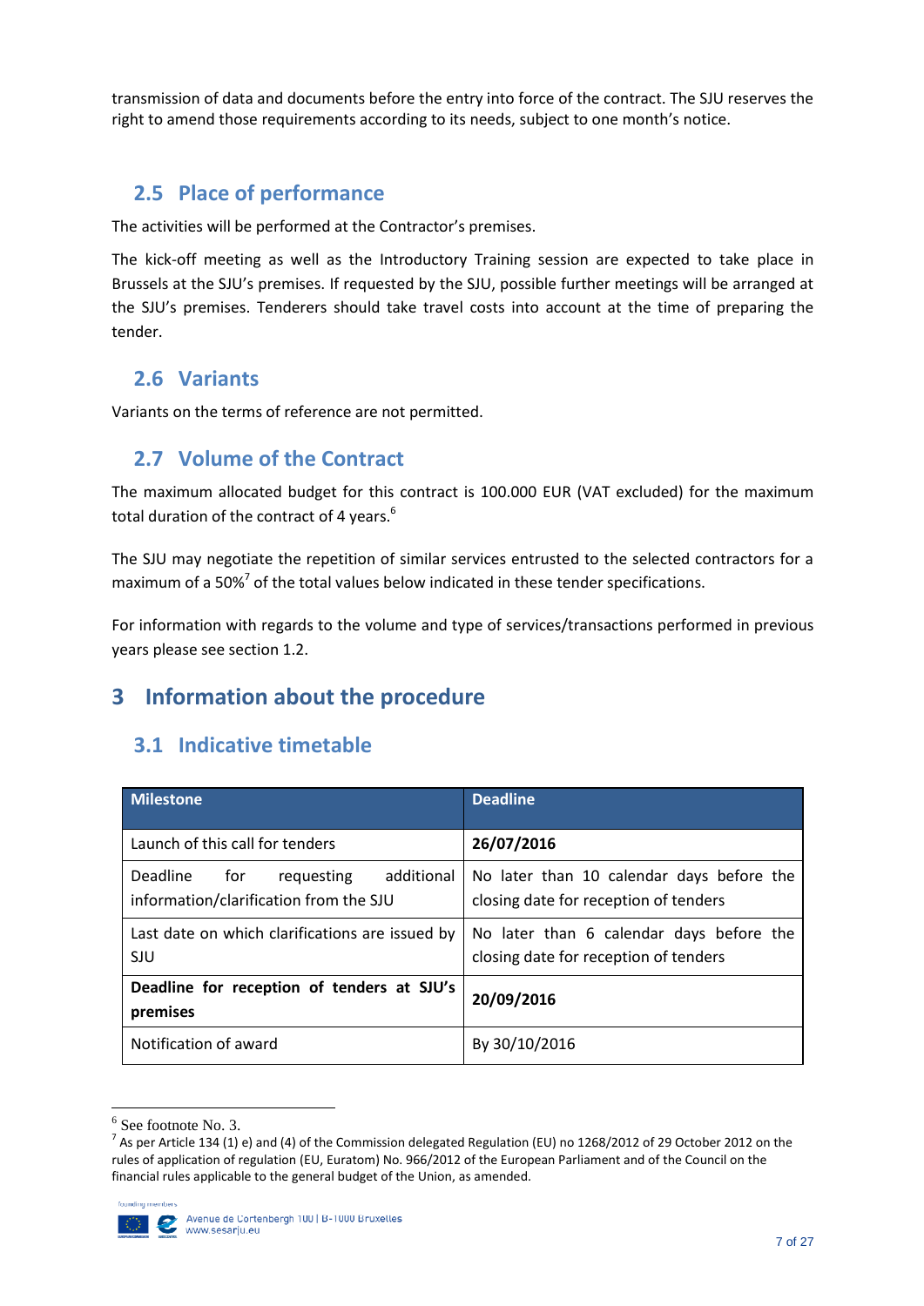transmission of data and documents before the entry into force of the contract. The SJU reserves the right to amend those requirements according to its needs, subject to one month's notice.

## 2.5 Place of performance

The activities will be performed at the Contractor's premises.

The kick-off meeting as well as the Introductory Training session are expected to take place in Brussels at the SJU's premises. If requested by the SJU, possible further meetings will be arranged at the SJU's premises. Tenderers should take travel costs into account at the time of preparing the tender.

## 2.6 Variants

Variants on the terms of reference are not permitted.

## 2.7 Volume of the Contract

The maximum allocated budget for this contract is 100.000 EUR (VAT excluded) for the maximum total duration of the contract of 4 years.[6]

The SJU may negotiate the repetition of similar services entrusted to the selected contractors for a maximum of a 50%[7] of the total values below indicated in these tender specifications.

For information with regards to the volume and type of services/transactions performed in previous years please see section 1.2.

# 3 Information about the procedure

## 3.1 Indicative timetable

| Milestone | Deadline |
|---|---|
| Launch of this call for tenders | **26/07/2016** |
| Deadline for requesting additional information/clarification from the SJU | No later than 10 calendar days before the closing date for reception of tenders |
| Last date on which clarifications are issued by SJU | No later than 6 calendar days before the closing date for reception of tenders |
| **Deadline for reception of tenders at SJU's premises** | **20/09/2016** |
| Notification of award | By 30/10/2016 |

[6] See footnote No. 3.

[7] As per Article 134 (1) e) and (4) of the Commission delegated Regulation (EU) no 1268/2012 of 29 October 2012 on the rules of application of regulation (EU, Euratom) No. 966/2012 of the European Parliament and of the Council on the financial rules applicable to the general budget of the Union, as amended.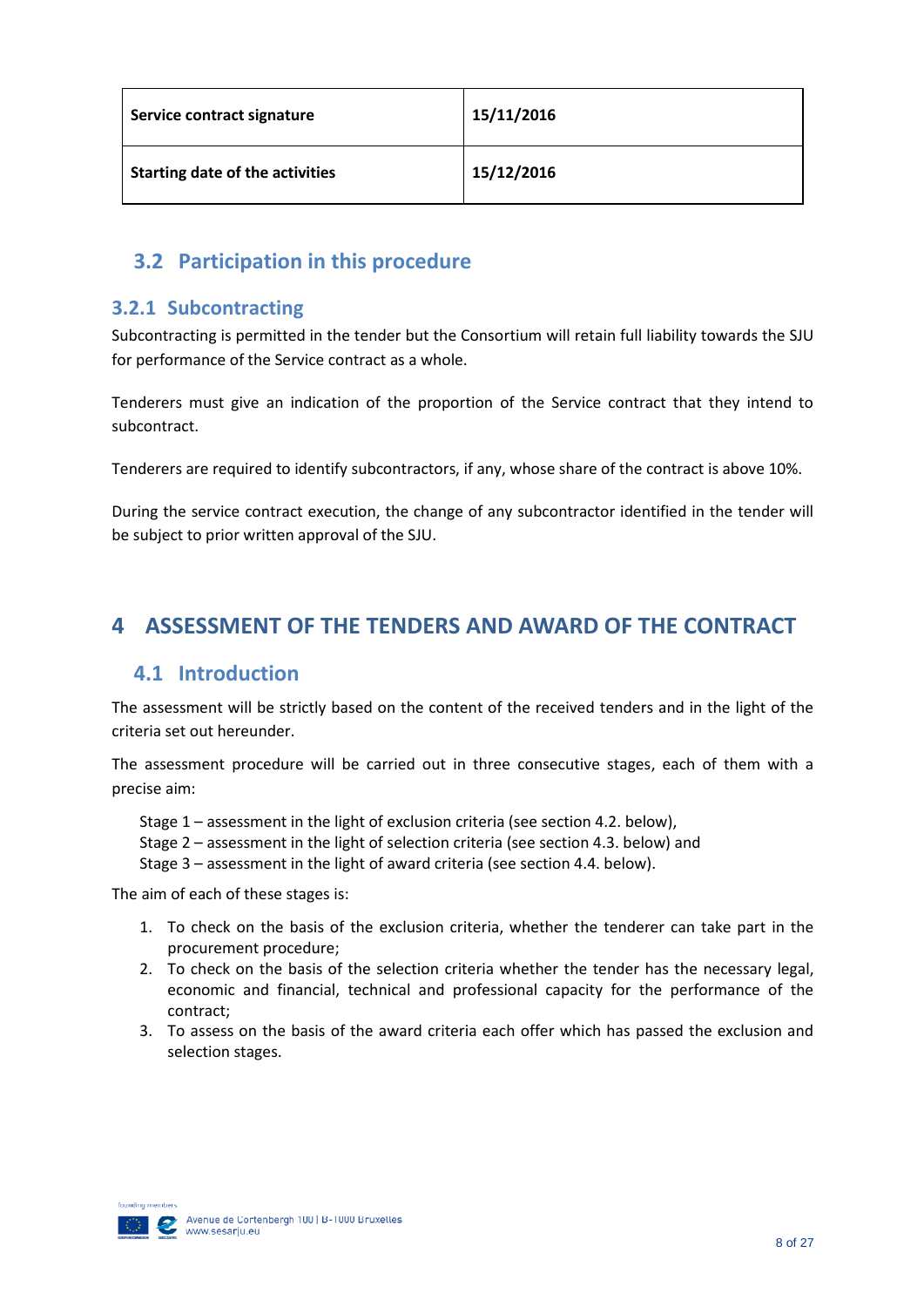| Service contract signature | 15/11/2016 |
|---|---|
| Starting date of the activities | 15/12/2016 |

## 3.2 Participation in this procedure

### 3.2.1 Subcontracting

Subcontracting is permitted in the tender but the Consortium will retain full liability towards the SJU for performance of the Service contract as a whole.

Tenderers must give an indication of the proportion of the Service contract that they intend to subcontract.

Tenderers are required to identify subcontractors, if any, whose share of the contract is above 10%.

During the service contract execution, the change of any subcontractor identified in the tender will be subject to prior written approval of the SJU.

# 4 ASSESSMENT OF THE TENDERS AND AWARD OF THE CONTRACT

## 4.1 Introduction

The assessment will be strictly based on the content of the received tenders and in the light of the criteria set out hereunder.

The assessment procedure will be carried out in three consecutive stages, each of them with a precise aim:

Stage 1 – assessment in the light of exclusion criteria (see section 4.2. below),
Stage 2 – assessment in the light of selection criteria (see section 4.3. below) and
Stage 3 – assessment in the light of award criteria (see section 4.4. below).

The aim of each of these stages is:

1. To check on the basis of the exclusion criteria, whether the tenderer can take part in the procurement procedure;
2. To check on the basis of the selection criteria whether the tender has the necessary legal, economic and financial, technical and professional capacity for the performance of the contract;
3. To assess on the basis of the award criteria each offer which has passed the exclusion and selection stages.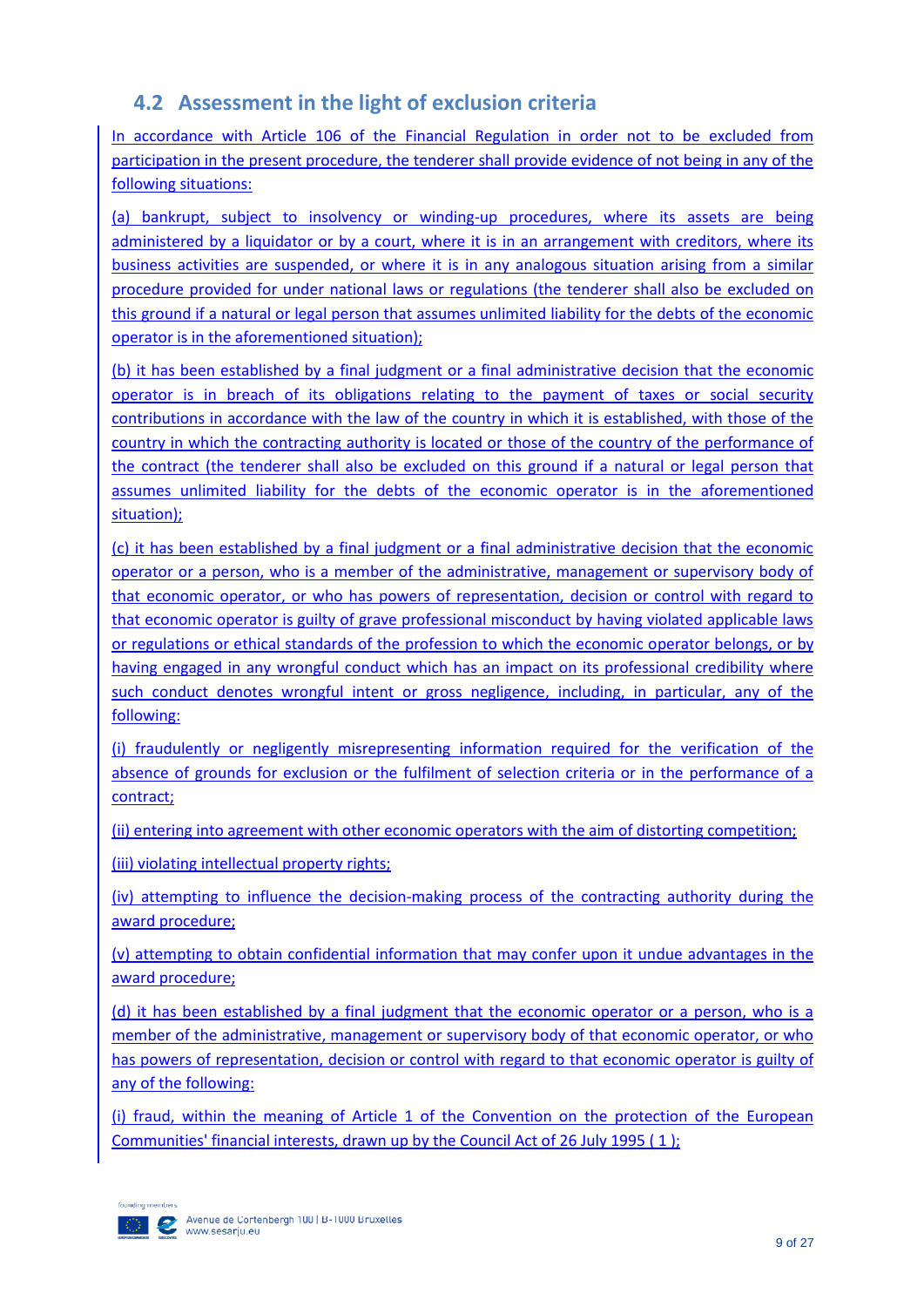## 4.2 Assessment in the light of exclusion criteria

In accordance with Article 106 of the Financial Regulation in order not to be excluded from participation in the present procedure, the tenderer shall provide evidence of not being in any of the following situations:

(a) bankrupt, subject to insolvency or winding-up procedures, where its assets are being administered by a liquidator or by a court, where it is in an arrangement with creditors, where its business activities are suspended, or where it is in any analogous situation arising from a similar procedure provided for under national laws or regulations (the tenderer shall also be excluded on this ground if a natural or legal person that assumes unlimited liability for the debts of the economic operator is in the aforementioned situation);

(b) it has been established by a final judgment or a final administrative decision that the economic operator is in breach of its obligations relating to the payment of taxes or social security contributions in accordance with the law of the country in which it is established, with those of the country in which the contracting authority is located or those of the country of the performance of the contract (the tenderer shall also be excluded on this ground if a natural or legal person that assumes unlimited liability for the debts of the economic operator is in the aforementioned situation);

(c) it has been established by a final judgment or a final administrative decision that the economic operator or a person, who is a member of the administrative, management or supervisory body of that economic operator, or who has powers of representation, decision or control with regard to that economic operator is guilty of grave professional misconduct by having violated applicable laws or regulations or ethical standards of the profession to which the economic operator belongs, or by having engaged in any wrongful conduct which has an impact on its professional credibility where such conduct denotes wrongful intent or gross negligence, including, in particular, any of the following:

(i) fraudulently or negligently misrepresenting information required for the verification of the absence of grounds for exclusion or the fulfilment of selection criteria or in the performance of a contract;

(ii) entering into agreement with other economic operators with the aim of distorting competition;

(iii) violating intellectual property rights;

(iv) attempting to influence the decision-making process of the contracting authority during the award procedure;

(v) attempting to obtain confidential information that may confer upon it undue advantages in the award procedure;

(d) it has been established by a final judgment that the economic operator or a person, who is a member of the administrative, management or supervisory body of that economic operator, or who has powers of representation, decision or control with regard to that economic operator is guilty of any of the following:

(i) fraud, within the meaning of Article 1 of the Convention on the protection of the European Communities' financial interests, drawn up by the Council Act of 26 July 1995 ( 1 );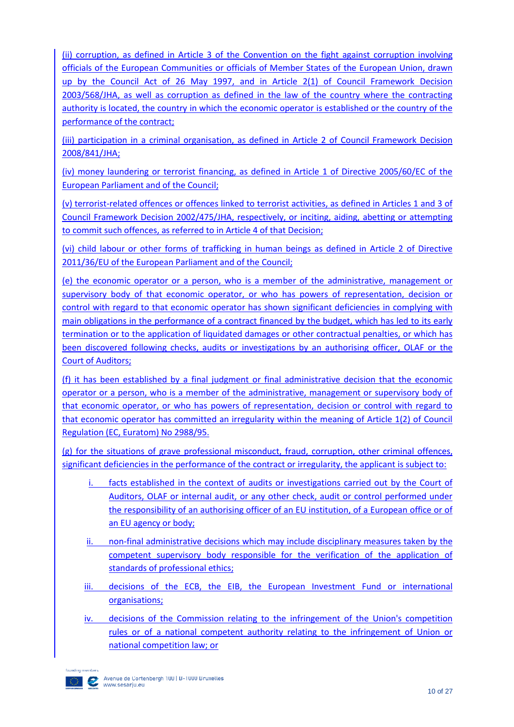(ii) corruption, as defined in Article 3 of the Convention on the fight against corruption involving officials of the European Communities or officials of Member States of the European Union, drawn up by the Council Act of 26 May 1997, and in Article 2(1) of Council Framework Decision 2003/568/JHA, as well as corruption as defined in the law of the country where the contracting authority is located, the country in which the economic operator is established or the country of the performance of the contract;

(iii) participation in a criminal organisation, as defined in Article 2 of Council Framework Decision 2008/841/JHA;

(iv) money laundering or terrorist financing, as defined in Article 1 of Directive 2005/60/EC of the European Parliament and of the Council;

(v) terrorist-related offences or offences linked to terrorist activities, as defined in Articles 1 and 3 of Council Framework Decision 2002/475/JHA, respectively, or inciting, aiding, abetting or attempting to commit such offences, as referred to in Article 4 of that Decision;

(vi) child labour or other forms of trafficking in human beings as defined in Article 2 of Directive 2011/36/EU of the European Parliament and of the Council;

(e) the economic operator or a person, who is a member of the administrative, management or supervisory body of that economic operator, or who has powers of representation, decision or control with regard to that economic operator has shown significant deficiencies in complying with main obligations in the performance of a contract financed by the budget, which has led to its early termination or to the application of liquidated damages or other contractual penalties, or which has been discovered following checks, audits or investigations by an authorising officer, OLAF or the Court of Auditors;

(f) it has been established by a final judgment or final administrative decision that the economic operator or a person, who is a member of the administrative, management or supervisory body of that economic operator, or who has powers of representation, decision or control with regard to that economic operator has committed an irregularity within the meaning of Article 1(2) of Council Regulation (EC, Euratom) No 2988/95.

(g) for the situations of grave professional misconduct, fraud, corruption, other criminal offences, significant deficiencies in the performance of the contract or irregularity, the applicant is subject to:

i. facts established in the context of audits or investigations carried out by the Court of Auditors, OLAF or internal audit, or any other check, audit or control performed under the responsibility of an authorising officer of an EU institution, of a European office or of an EU agency or body;

ii. non-final administrative decisions which may include disciplinary measures taken by the competent supervisory body responsible for the verification of the application of standards of professional ethics;

iii. decisions of the ECB, the EIB, the European Investment Fund or international organisations;

iv. decisions of the Commission relating to the infringement of the Union's competition rules or of a national competent authority relating to the infringement of Union or national competition law; or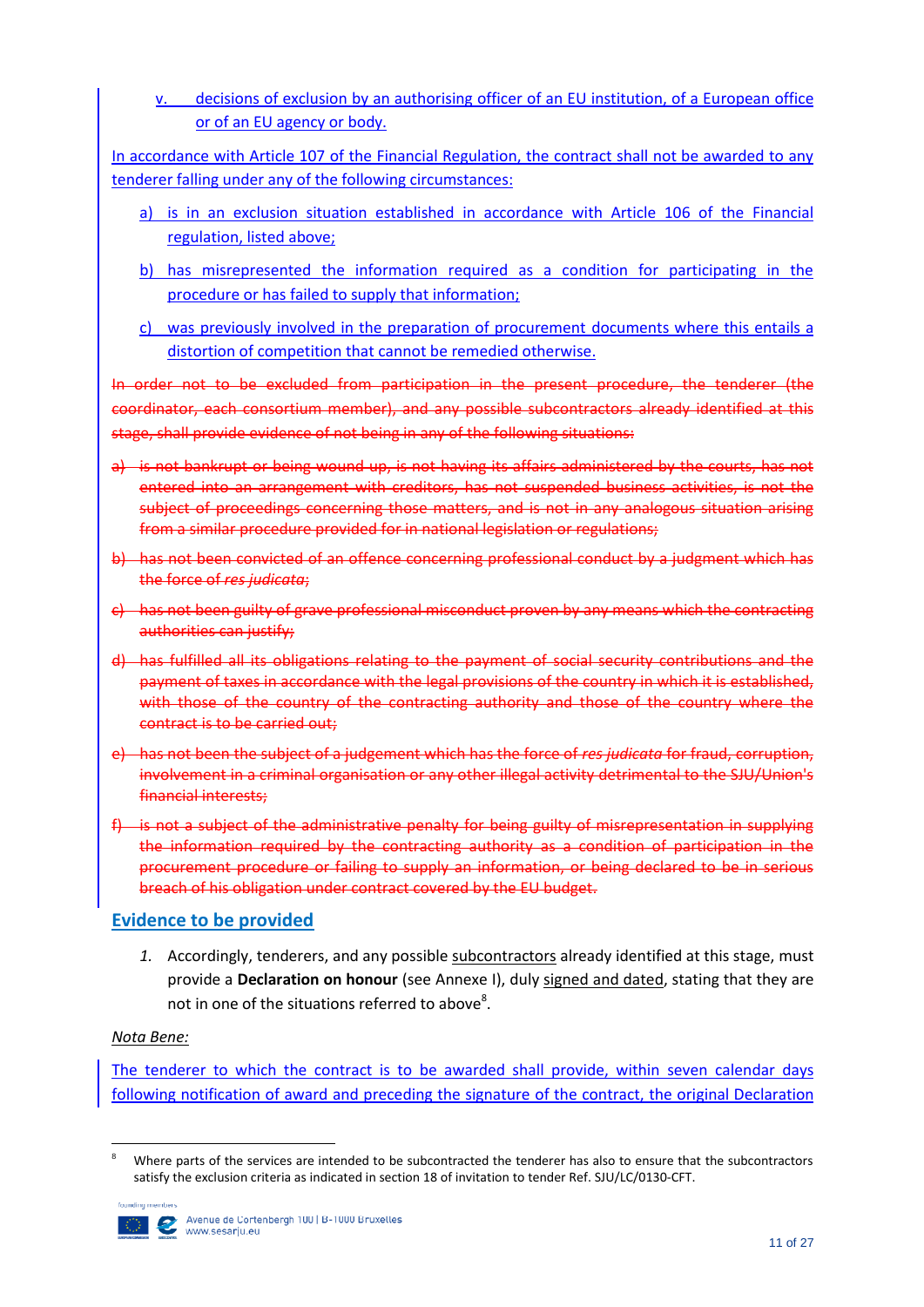v. decisions of exclusion by an authorising officer of an EU institution, of a European office or of an EU agency or body.

In accordance with Article 107 of the Financial Regulation, the contract shall not be awarded to any tenderer falling under any of the following circumstances:

a) is in an exclusion situation established in accordance with Article 106 of the Financial regulation, listed above;

b) has misrepresented the information required as a condition for participating in the procedure or has failed to supply that information;

c) was previously involved in the preparation of procurement documents where this entails a distortion of competition that cannot be remedied otherwise.

~~In order not to be excluded from participation in the present procedure, the tenderer (the coordinator, each consortium member), and any possible subcontractors already identified at this stage, shall provide evidence of not being in any of the following situations:~~

~~a) is not bankrupt or being wound up, is not having its affairs administered by the courts, has not entered into an arrangement with creditors, has not suspended business activities, is not the subject of proceedings concerning those matters, and is not in any analogous situation arising from a similar procedure provided for in national legislation or regulations;~~

~~b) has not been convicted of an offence concerning professional conduct by a judgment which has the force of *res judicata*;~~

~~c) has not been guilty of grave professional misconduct proven by any means which the contracting authorities can justify;~~

~~d) has fulfilled all its obligations relating to the payment of social security contributions and the payment of taxes in accordance with the legal provisions of the country in which it is established, with those of the country of the contracting authority and those of the country where the contract is to be carried out;~~

~~e) has not been the subject of a judgement which has the force of *res judicata* for fraud, corruption, involvement in a criminal organisation or any other illegal activity detrimental to the SJU/Union's financial interests;~~

~~f) is not a subject of the administrative penalty for being guilty of misrepresentation in supplying the information required by the contracting authority as a condition of participation in the procurement procedure or failing to supply an information, or being declared to be in serious breach of his obligation under contract covered by the EU budget.~~

## Evidence to be provided

1. Accordingly, tenderers, and any possible subcontractors already identified at this stage, must provide a **Declaration on honour** (see Annexe I), duly signed and dated, stating that they are not in one of the situations referred to above[8].

*Nota Bene:*

The tenderer to which the contract is to be awarded shall provide, within seven calendar days following notification of award and preceding the signature of the contract, the original Declaration

[8] Where parts of the services are intended to be subcontracted the tenderer has also to ensure that the subcontractors satisfy the exclusion criteria as indicated in section 18 of invitation to tender Ref. SJU/LC/0130-CFT.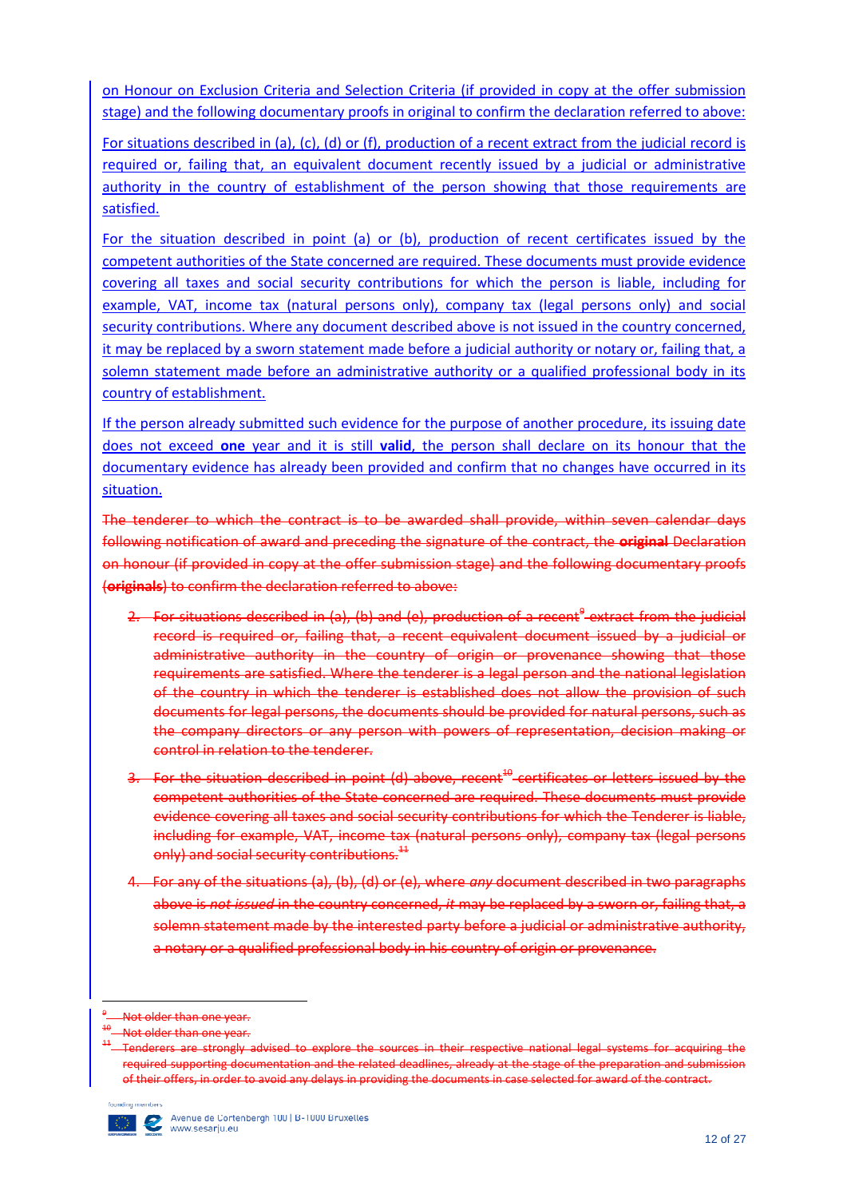on Honour on Exclusion Criteria and Selection Criteria (if provided in copy at the offer submission stage) and the following documentary proofs in original to confirm the declaration referred to above:

For situations described in (a), (c), (d) or (f), production of a recent extract from the judicial record is required or, failing that, an equivalent document recently issued by a judicial or administrative authority in the country of establishment of the person showing that those requirements are satisfied.

For the situation described in point (a) or (b), production of recent certificates issued by the competent authorities of the State concerned are required. These documents must provide evidence covering all taxes and social security contributions for which the person is liable, including for example, VAT, income tax (natural persons only), company tax (legal persons only) and social security contributions. Where any document described above is not issued in the country concerned, it may be replaced by a sworn statement made before a judicial authority or notary or, failing that, a solemn statement made before an administrative authority or a qualified professional body in its country of establishment.

If the person already submitted such evidence for the purpose of another procedure, its issuing date does not exceed **one** year and it is still **valid**, the person shall declare on its honour that the documentary evidence has already been provided and confirm that no changes have occurred in its situation.

~~The tenderer to which the contract is to be awarded shall provide, within seven calendar days following notification of award and preceding the signature of the contract, the **original** Declaration on honour (if provided in copy at the offer submission stage) and the following documentary proofs (**originals**) to confirm the declaration referred to above:~~

2. ~~For situations described in (a), (b) and (e), production of a recent[9] extract from the judicial record is required or, failing that, a recent equivalent document issued by a judicial or administrative authority in the country of origin or provenance showing that those requirements are satisfied. Where the tenderer is a legal person and the national legislation of the country in which the tenderer is established does not allow the provision of such documents for legal persons, the documents should be provided for natural persons, such as the company directors or any person with powers of representation, decision making or control in relation to the tenderer.~~

3. ~~For the situation described in point (d) above, recent[10] certificates or letters issued by the competent authorities of the State concerned are required. These documents must provide evidence covering all taxes and social security contributions for which the Tenderer is liable, including for example, VAT, income tax (natural persons only), company tax (legal persons only) and social security contributions.[11]~~

4. ~~For any of the situations (a), (b), (d) or (e), where *any* document described in two paragraphs above is *not issued* in the country concerned, *it* may be replaced by a sworn or, failing that, a solemn statement made by the interested party before a judicial or administrative authority, a notary or a qualified professional body in his country of origin or provenance.~~

---

[9] ~~Not older than one year.~~

[10] ~~Not older than one year.~~

[11] ~~Tenderers are strongly advised to explore the sources in their respective national legal systems for acquiring the required supporting documentation and the related deadlines, already at the stage of the preparation and submission of their offers, in order to avoid any delays in providing the documents in case selected for award of the contract.~~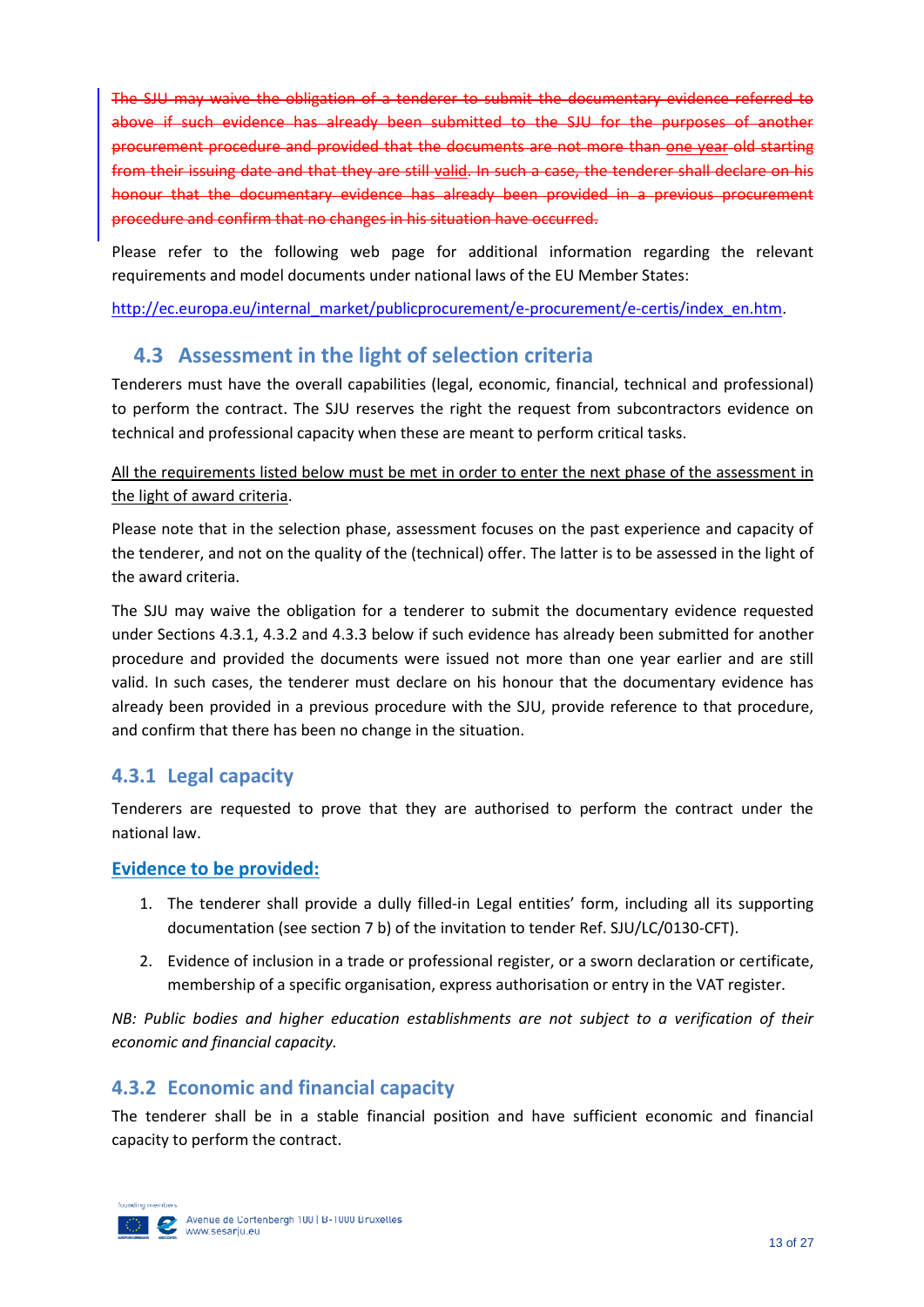~~The SJU may waive the obligation of a tenderer to submit the documentary evidence referred to above if such evidence has already been submitted to the SJU for the purposes of another procurement procedure and provided that the documents are not more than one year old starting from their issuing date and that they are still valid. In such a case, the tenderer shall declare on his honour that the documentary evidence has already been provided in a previous procurement procedure and confirm that no changes in his situation have occurred.~~

Please refer to the following web page for additional information regarding the relevant requirements and model documents under national laws of the EU Member States:

http://ec.europa.eu/internal_market/publicprocurement/e-procurement/e-certis/index_en.htm.

## 4.3 Assessment in the light of selection criteria

Tenderers must have the overall capabilities (legal, economic, financial, technical and professional) to perform the contract. The SJU reserves the right the request from subcontractors evidence on technical and professional capacity when these are meant to perform critical tasks.

<u>All the requirements listed below must be met in order to enter the next phase of the assessment in the light of award criteria</u>.

Please note that in the selection phase, assessment focuses on the past experience and capacity of the tenderer, and not on the quality of the (technical) offer. The latter is to be assessed in the light of the award criteria.

The SJU may waive the obligation for a tenderer to submit the documentary evidence requested under Sections 4.3.1, 4.3.2 and 4.3.3 below if such evidence has already been submitted for another procedure and provided the documents were issued not more than one year earlier and are still valid. In such cases, the tenderer must declare on his honour that the documentary evidence has already been provided in a previous procedure with the SJU, provide reference to that procedure, and confirm that there has been no change in the situation.

### 4.3.1 Legal capacity

Tenderers are requested to prove that they are authorised to perform the contract under the national law.

**<u>Evidence to be provided:</u>**

1. The tenderer shall provide a dully filled-in Legal entities' form, including all its supporting documentation (see section 7 b) of the invitation to tender Ref. SJU/LC/0130-CFT).
2. Evidence of inclusion in a trade or professional register, or a sworn declaration or certificate, membership of a specific organisation, express authorisation or entry in the VAT register.

*NB: Public bodies and higher education establishments are not subject to a verification of their economic and financial capacity.*

### 4.3.2 Economic and financial capacity

The tenderer shall be in a stable financial position and have sufficient economic and financial capacity to perform the contract.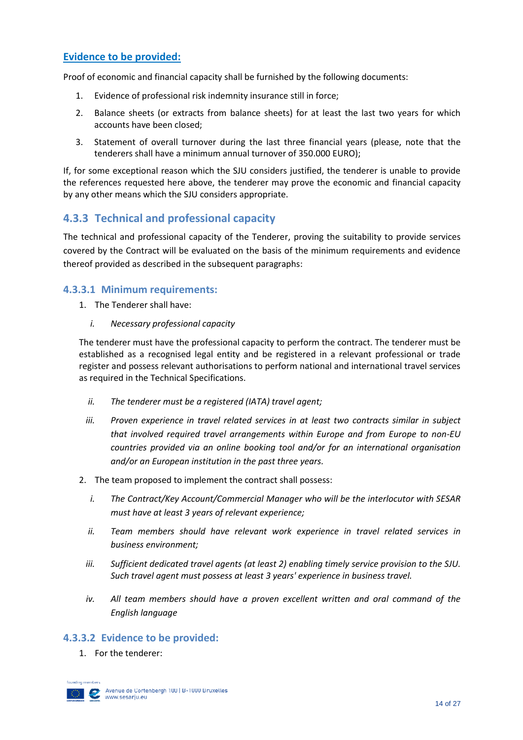## Evidence to be provided:

Proof of economic and financial capacity shall be furnished by the following documents:

1. Evidence of professional risk indemnity insurance still in force;
2. Balance sheets (or extracts from balance sheets) for at least the last two years for which accounts have been closed;
3. Statement of overall turnover during the last three financial years (please, note that the tenderers shall have a minimum annual turnover of 350.000 EURO);

If, for some exceptional reason which the SJU considers justified, the tenderer is unable to provide the references requested here above, the tenderer may prove the economic and financial capacity by any other means which the SJU considers appropriate.

## 4.3.3 Technical and professional capacity

The technical and professional capacity of the Tenderer, proving the suitability to provide services covered by the Contract will be evaluated on the basis of the minimum requirements and evidence thereof provided as described in the subsequent paragraphs:

### 4.3.3.1 Minimum requirements:

1. The Tenderer shall have:

   i. *Necessary professional capacity*

   The tenderer must have the professional capacity to perform the contract. The tenderer must be established as a recognised legal entity and be registered in a relevant professional or trade register and possess relevant authorisations to perform national and international travel services as required in the Technical Specifications.

   ii. *The tenderer must be a registered (IATA) travel agent;*

   iii. *Proven experience in travel related services in at least two contracts similar in subject that involved required travel arrangements within Europe and from Europe to non-EU countries provided via an online booking tool and/or for an international organisation and/or an European institution in the past three years.*

2. The team proposed to implement the contract shall possess:

   i. *The Contract/Key Account/Commercial Manager who will be the interlocutor with SESAR must have at least 3 years of relevant experience;*

   ii. *Team members should have relevant work experience in travel related services in business environment;*

   iii. *Sufficient dedicated travel agents (at least 2) enabling timely service provision to the SJU. Such travel agent must possess at least 3 years' experience in business travel.*

   iv. *All team members should have a proven excellent written and oral command of the English language*

### 4.3.3.2 Evidence to be provided:

1. For the tenderer: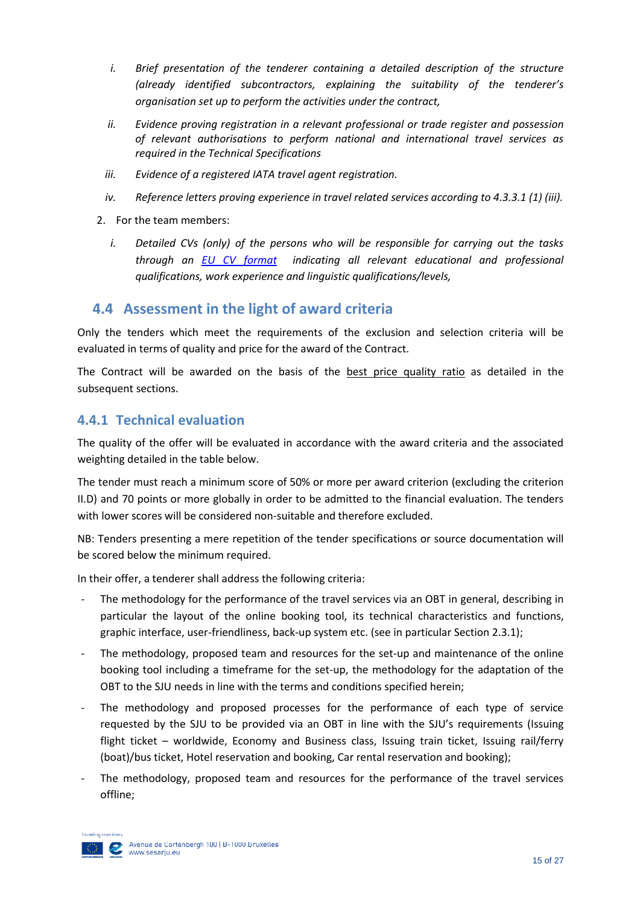i. *Brief presentation of the tenderer containing a detailed description of the structure (already identified subcontractors, explaining the suitability of the tenderer's organisation set up to perform the activities under the contract,*

ii. *Evidence proving registration in a relevant professional or trade register and possession of relevant authorisations to perform national and international travel services as required in the Technical Specifications*

iii. *Evidence of a registered IATA travel agent registration.*

iv. *Reference letters proving experience in travel related services according to 4.3.3.1 (1) (iii).*

2. For the team members:

   i. *Detailed CVs (only) of the persons who will be responsible for carrying out the tasks through an EU CV format indicating all relevant educational and professional qualifications, work experience and linguistic qualifications/levels,*

## 4.4 Assessment in the light of award criteria

Only the tenders which meet the requirements of the exclusion and selection criteria will be evaluated in terms of quality and price for the award of the Contract.

The Contract will be awarded on the basis of the best price quality ratio as detailed in the subsequent sections.

### 4.4.1 Technical evaluation

The quality of the offer will be evaluated in accordance with the award criteria and the associated weighting detailed in the table below.

The tender must reach a minimum score of 50% or more per award criterion (excluding the criterion II.D) and 70 points or more globally in order to be admitted to the financial evaluation. The tenders with lower scores will be considered non-suitable and therefore excluded.

NB: Tenders presenting a mere repetition of the tender specifications or source documentation will be scored below the minimum required.

In their offer, a tenderer shall address the following criteria:

- The methodology for the performance of the travel services via an OBT in general, describing in particular the layout of the online booking tool, its technical characteristics and functions, graphic interface, user-friendliness, back-up system etc. (see in particular Section 2.3.1);
- The methodology, proposed team and resources for the set-up and maintenance of the online booking tool including a timeframe for the set-up, the methodology for the adaptation of the OBT to the SJU needs in line with the terms and conditions specified herein;
- The methodology and proposed processes for the performance of each type of service requested by the SJU to be provided via an OBT in line with the SJU's requirements (Issuing flight ticket – worldwide, Economy and Business class, Issuing train ticket, Issuing rail/ferry (boat)/bus ticket, Hotel reservation and booking, Car rental reservation and booking);
- The methodology, proposed team and resources for the performance of the travel services offline;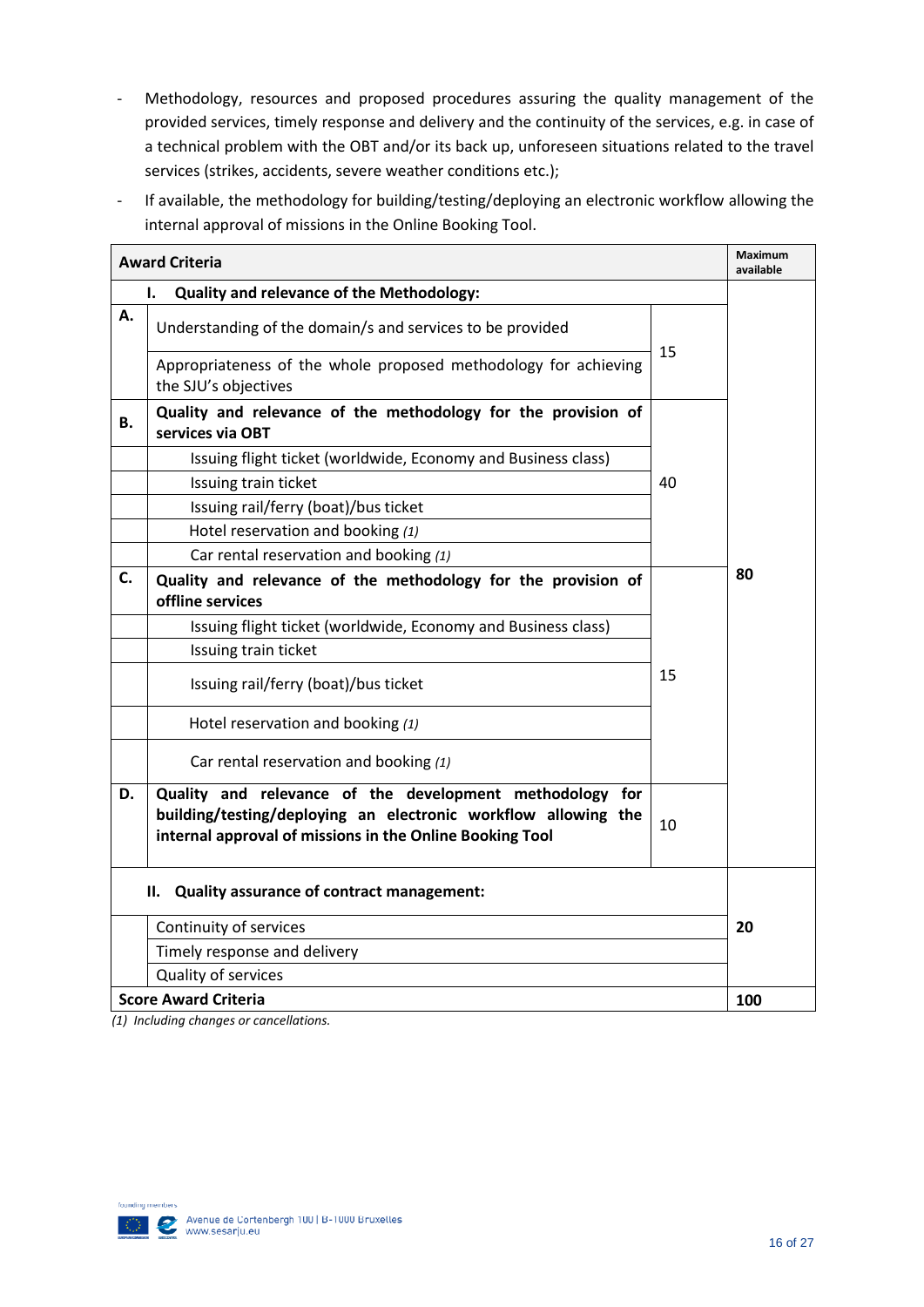- Methodology, resources and proposed procedures assuring the quality management of the provided services, timely response and delivery and the continuity of the services, e.g. in case of a technical problem with the OBT and/or its back up, unforeseen situations related to the travel services (strikes, accidents, severe weather conditions etc.);
- If available, the methodology for building/testing/deploying an electronic workflow allowing the internal approval of missions in the Online Booking Tool.

| **Award Criteria** | | | **Maximum available** |
|---|---|---|---|
| | **I. Quality and relevance of the Methodology:** | | **80** |
| **A.** | Understanding of the domain/s and services to be provided | 15 | |
| | Appropriateness of the whole proposed methodology for achieving the SJU's objectives | | |
| **B.** | **Quality and relevance of the methodology for the provision of services via OBT** | 40 | |
| | Issuing flight ticket (worldwide, Economy and Business class) | | |
| | Issuing train ticket | | |
| | Issuing rail/ferry (boat)/bus ticket | | |
| | Hotel reservation and booking *(1)* | | |
| | Car rental reservation and booking *(1)* | | |
| **C.** | **Quality and relevance of the methodology for the provision of offline services** | 15 | |
| | Issuing flight ticket (worldwide, Economy and Business class) | | |
| | Issuing train ticket | | |
| | Issuing rail/ferry (boat)/bus ticket | | |
| | Hotel reservation and booking *(1)* | | |
| | Car rental reservation and booking *(1)* | | |
| **D.** | **Quality and relevance of the development methodology for building/testing/deploying an electronic workflow allowing the internal approval of missions in the Online Booking Tool** | 10 | |
| | **II. Quality assurance of contract management:** | | **20** |
| | Continuity of services | | |
| | Timely response and delivery | | |
| | Quality of services | | |
| **Score Award Criteria** | | | **100** |

*(1) Including changes or cancellations.*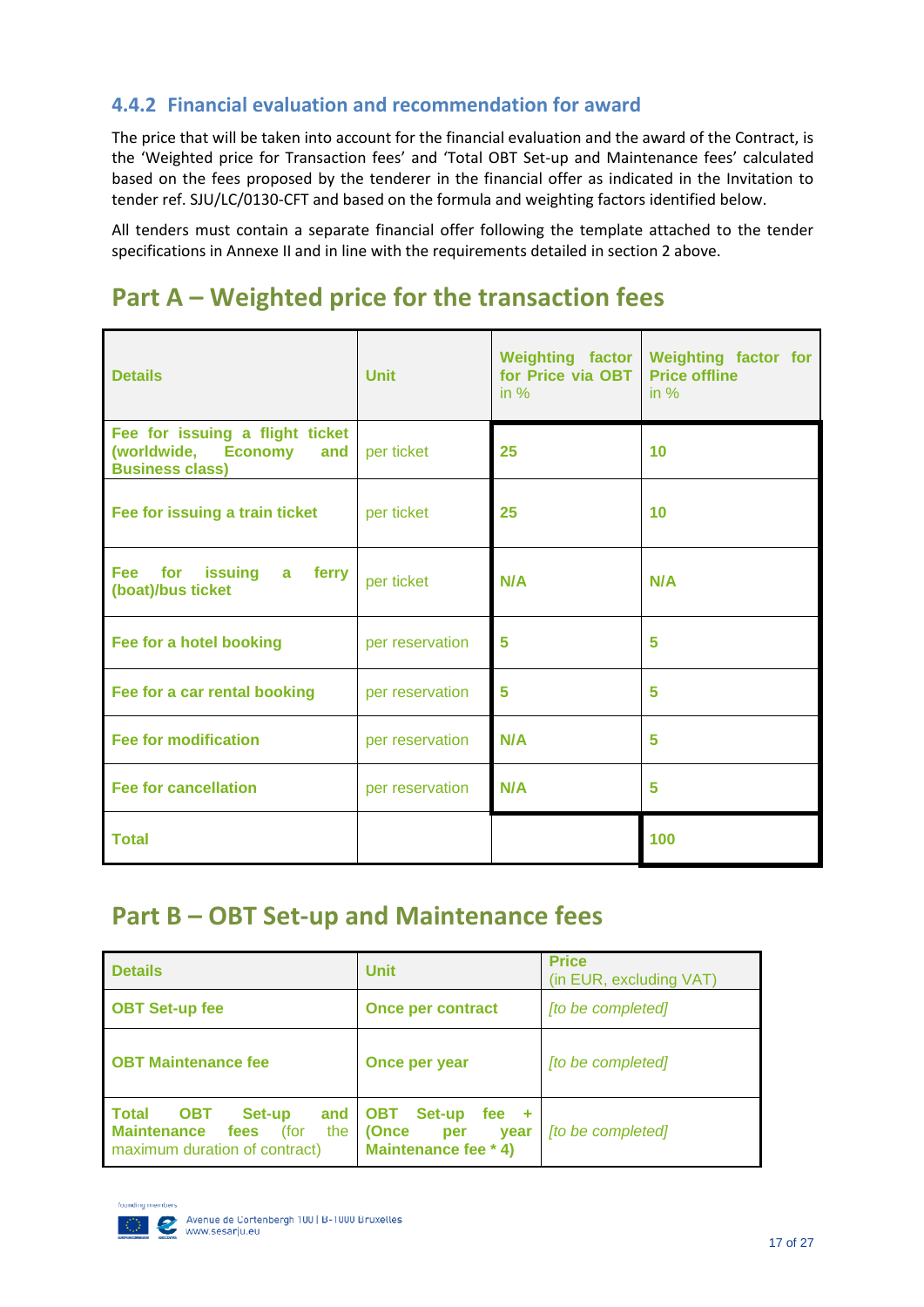### 4.4.2 Financial evaluation and recommendation for award

The price that will be taken into account for the financial evaluation and the award of the Contract, is the 'Weighted price for Transaction fees' and 'Total OBT Set-up and Maintenance fees' calculated based on the fees proposed by the tenderer in the financial offer as indicated in the Invitation to tender ref. SJU/LC/0130-CFT and based on the formula and weighting factors identified below.

All tenders must contain a separate financial offer following the template attached to the tender specifications in Annexe II and in line with the requirements detailed in section 2 above.

## Part A – Weighted price for the transaction fees

| **Details** | **Unit** | **Weighting factor for Price via OBT** in % | **Weighting factor for Price offline** in % |
|---|---|---|---|
| **Fee for issuing a flight ticket (worldwide, Economy and Business class)** | per ticket | **25** | **10** |
| **Fee for issuing a train ticket** | per ticket | **25** | **10** |
| **Fee for issuing a ferry (boat)/bus ticket** | per ticket | **N/A** | **N/A** |
| **Fee for a hotel booking** | per reservation | **5** | **5** |
| **Fee for a car rental booking** | per reservation | **5** | **5** |
| **Fee for modification** | per reservation | **N/A** | **5** |
| **Fee for cancellation** | per reservation | **N/A** | **5** |
| **Total** | | | **100** |

## Part B – OBT Set-up and Maintenance fees

| **Details** | **Unit** | **Price** (in EUR, excluding VAT) |
|---|---|---|
| **OBT Set-up fee** | **Once per contract** | *[to be completed]* |
| **OBT Maintenance fee** | **Once per year** | *[to be completed]* |
| **Total OBT Set-up and Maintenance fees** (for the maximum duration of contract) | **OBT Set-up fee + (Once per year Maintenance fee * 4)** | *[to be completed]* |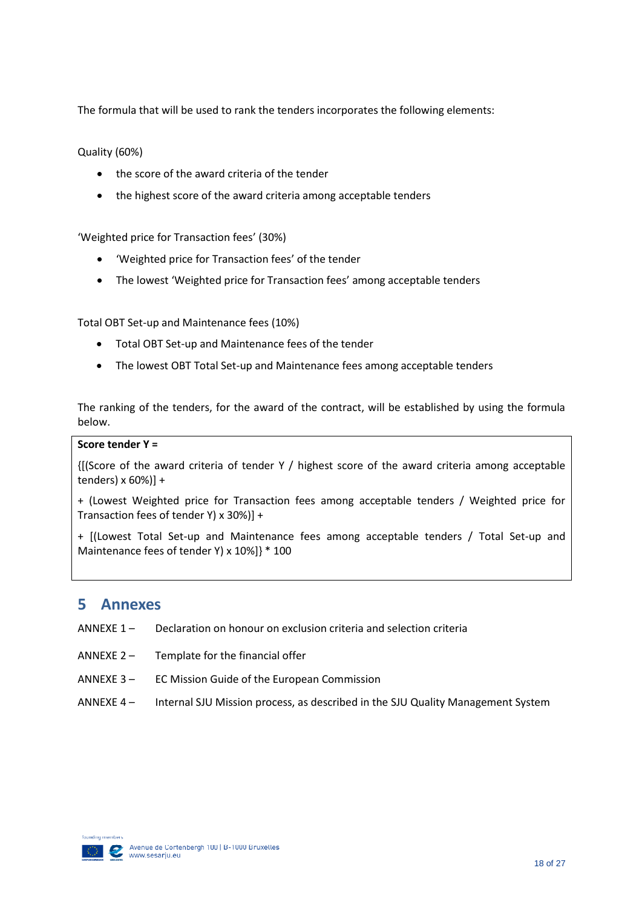The formula that will be used to rank the tenders incorporates the following elements:

Quality (60%)

- the score of the award criteria of the tender
- the highest score of the award criteria among acceptable tenders

'Weighted price for Transaction fees' (30%)

- 'Weighted price for Transaction fees' of the tender
- The lowest 'Weighted price for Transaction fees' among acceptable tenders

Total OBT Set-up and Maintenance fees (10%)

- Total OBT Set-up and Maintenance fees of the tender
- The lowest OBT Total Set-up and Maintenance fees among acceptable tenders

The ranking of the tenders, for the award of the contract, will be established by using the formula below.

**Score tender Y =**

{[(Score of the award criteria of tender Y / highest score of the award criteria among acceptable tenders) x 60%)] +

+ (Lowest Weighted price for Transaction fees among acceptable tenders / Weighted price for Transaction fees of tender Y) x 30%)] +

+ [(Lowest Total Set-up and Maintenance fees among acceptable tenders / Total Set-up and Maintenance fees of tender Y) x 10%]} * 100

# 5 Annexes

ANNEXE 1 – Declaration on honour on exclusion criteria and selection criteria

ANNEXE 2 – Template for the financial offer

ANNEXE 3 – EC Mission Guide of the European Commission

ANNEXE 4 – Internal SJU Mission process, as described in the SJU Quality Management System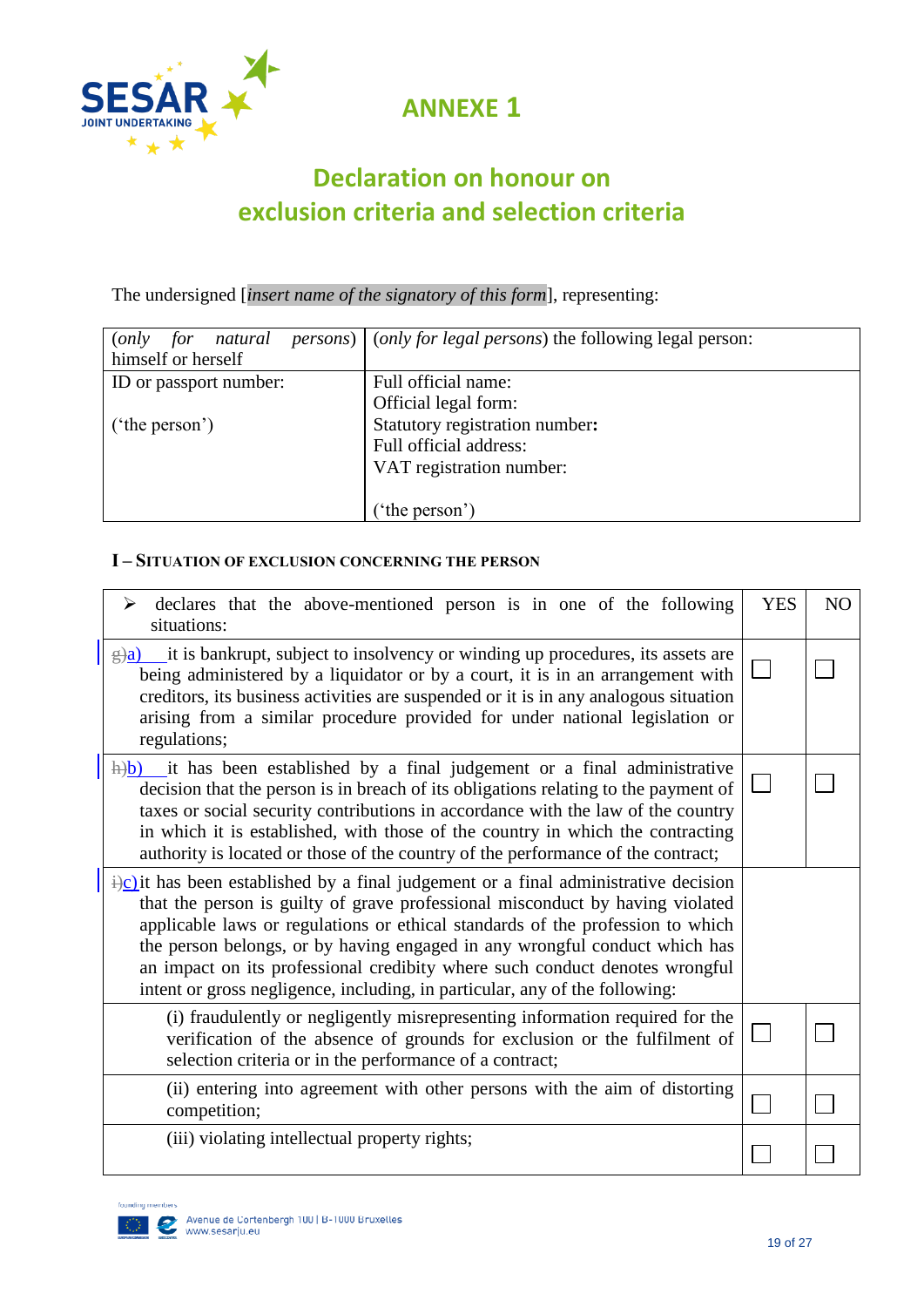# ANNEXE 1

## Declaration on honour on exclusion criteria and selection criteria

The undersigned [*insert name of the signatory of this form*], representing:

| (*only for natural persons*) himself or herself | (*only for legal persons*) the following legal person: |
|---|---|
| ID or passport number:<br><br>('the person') | Full official name:<br>Official legal form:<br>Statutory registration number:<br>Full official address:<br>VAT registration number:<br><br>('the person') |

#### I – SITUATION OF EXCLUSION CONCERNING THE PERSON

| ➢ declares that the above-mentioned person is in one of the following situations: | YES | NO |
|---|---|---|
| ~~g)~~a) it is bankrupt, subject to insolvency or winding up procedures, its assets are being administered by a liquidator or by a court, it is in an arrangement with creditors, its business activities are suspended or it is in any analogous situation arising from a similar procedure provided for under national legislation or regulations; | ☐ | ☐ |
| ~~h)~~b) it has been established by a final judgement or a final administrative decision that the person is in breach of its obligations relating to the payment of taxes or social security contributions in accordance with the law of the country in which it is established, with those of the country in which the contracting authority is located or those of the country of the performance of the contract; | ☐ | ☐ |
| ~~i)~~c) it has been established by a final judgement or a final administrative decision that the person is guilty of grave professional misconduct by having violated applicable laws or regulations or ethical standards of the profession to which the person belongs, or by having engaged in any wrongful conduct which has an impact on its professional credibility where such conduct denotes wrongful intent or gross negligence, including, in particular, any of the following: | | |
| (i) fraudulently or negligently misrepresenting information required for the verification of the absence of grounds for exclusion or the fulfilment of selection criteria or in the performance of a contract; | ☐ | ☐ |
| (ii) entering into agreement with other persons with the aim of distorting competition; | ☐ | ☐ |
| (iii) violating intellectual property rights; | ☐ | ☐ |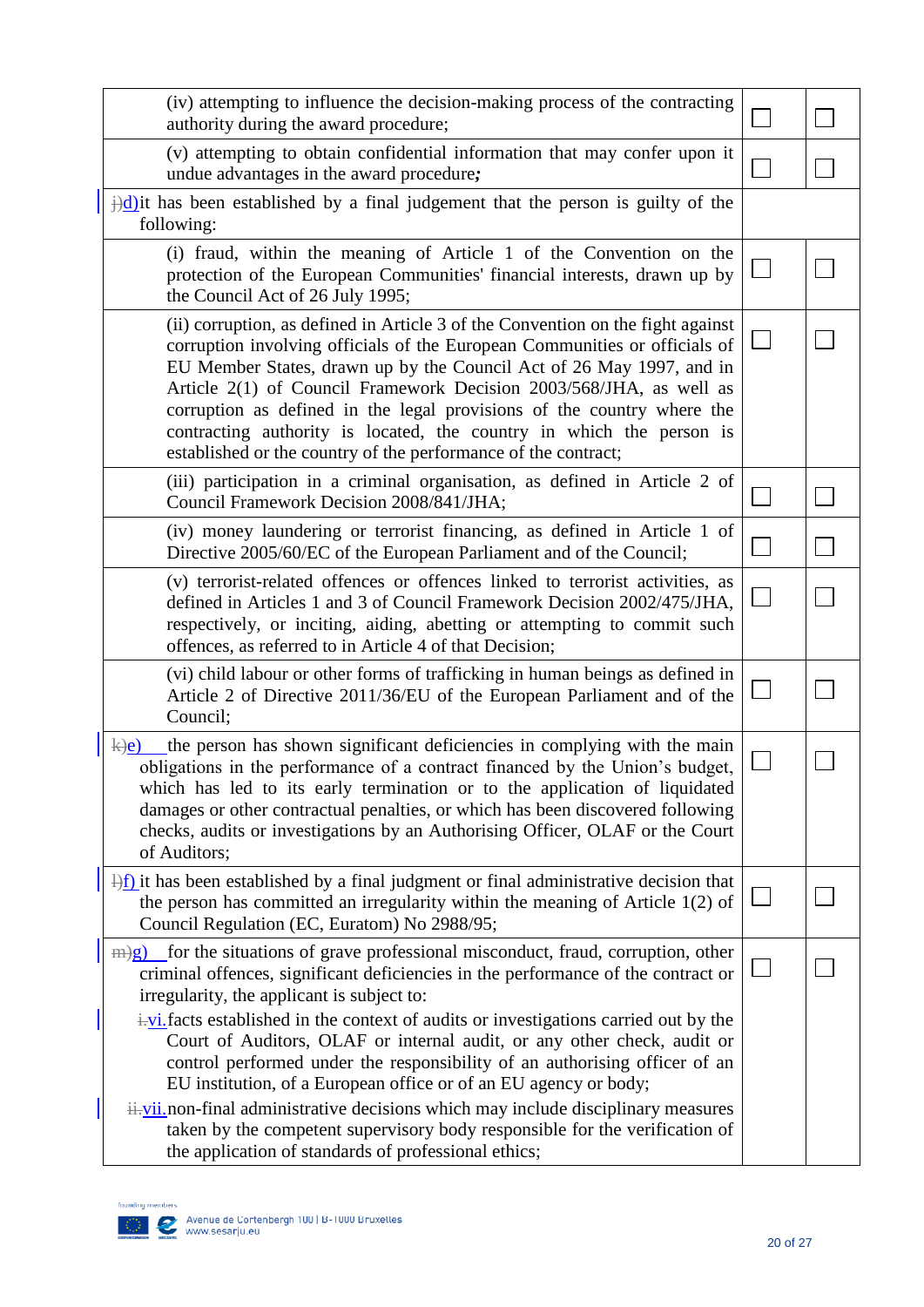| | | |
|---|---|---|
| (iv) attempting to influence the decision-making process of the contracting authority during the award procedure; | ☐ | ☐ |
| (v) attempting to obtain confidential information that may confer upon it undue advantages in the award procedure*;* | ☐ | ☐ |
| ~~j)~~d) it has been established by a final judgement that the person is guilty of the following: | | |
| (i) fraud, within the meaning of Article 1 of the Convention on the protection of the European Communities' financial interests, drawn up by the Council Act of 26 July 1995; | ☐ | ☐ |
| (ii) corruption, as defined in Article 3 of the Convention on the fight against corruption involving officials of the European Communities or officials of EU Member States, drawn up by the Council Act of 26 May 1997, and in Article 2(1) of Council Framework Decision 2003/568/JHA, as well as corruption as defined in the legal provisions of the country where the contracting authority is located, the country in which the person is established or the country of the performance of the contract; | ☐ | ☐ |
| (iii) participation in a criminal organisation, as defined in Article 2 of Council Framework Decision 2008/841/JHA; | ☐ | ☐ |
| (iv) money laundering or terrorist financing, as defined in Article 1 of Directive 2005/60/EC of the European Parliament and of the Council; | ☐ | ☐ |
| (v) terrorist-related offences or offences linked to terrorist activities, as defined in Articles 1 and 3 of Council Framework Decision 2002/475/JHA, respectively, or inciting, aiding, abetting or attempting to commit such offences, as referred to in Article 4 of that Decision; | ☐ | ☐ |
| (vi) child labour or other forms of trafficking in human beings as defined in Article 2 of Directive 2011/36/EU of the European Parliament and of the Council; | ☐ | ☐ |
| ~~k)~~e) the person has shown significant deficiencies in complying with the main obligations in the performance of a contract financed by the Union's budget, which has led to its early termination or to the application of liquidated damages or other contractual penalties, or which has been discovered following checks, audits or investigations by an Authorising Officer, OLAF or the Court of Auditors; | ☐ | ☐ |
| ~~l)~~f) it has been established by a final judgment or final administrative decision that the person has committed an irregularity within the meaning of Article 1(2) of Council Regulation (EC, Euratom) No 2988/95; | ☐ | ☐ |
| ~~m)~~g) for the situations of grave professional misconduct, fraud, corruption, other criminal offences, significant deficiencies in the performance of the contract or irregularity, the applicant is subject to:<br>~~i.~~vi. facts established in the context of audits or investigations carried out by the Court of Auditors, OLAF or internal audit, or any other check, audit or control performed under the responsibility of an authorising officer of an EU institution, of a European office or of an EU agency or body;<br>~~ii.~~vii. non-final administrative decisions which may include disciplinary measures taken by the competent supervisory body responsible for the verification of the application of standards of professional ethics; | ☐ | ☐ |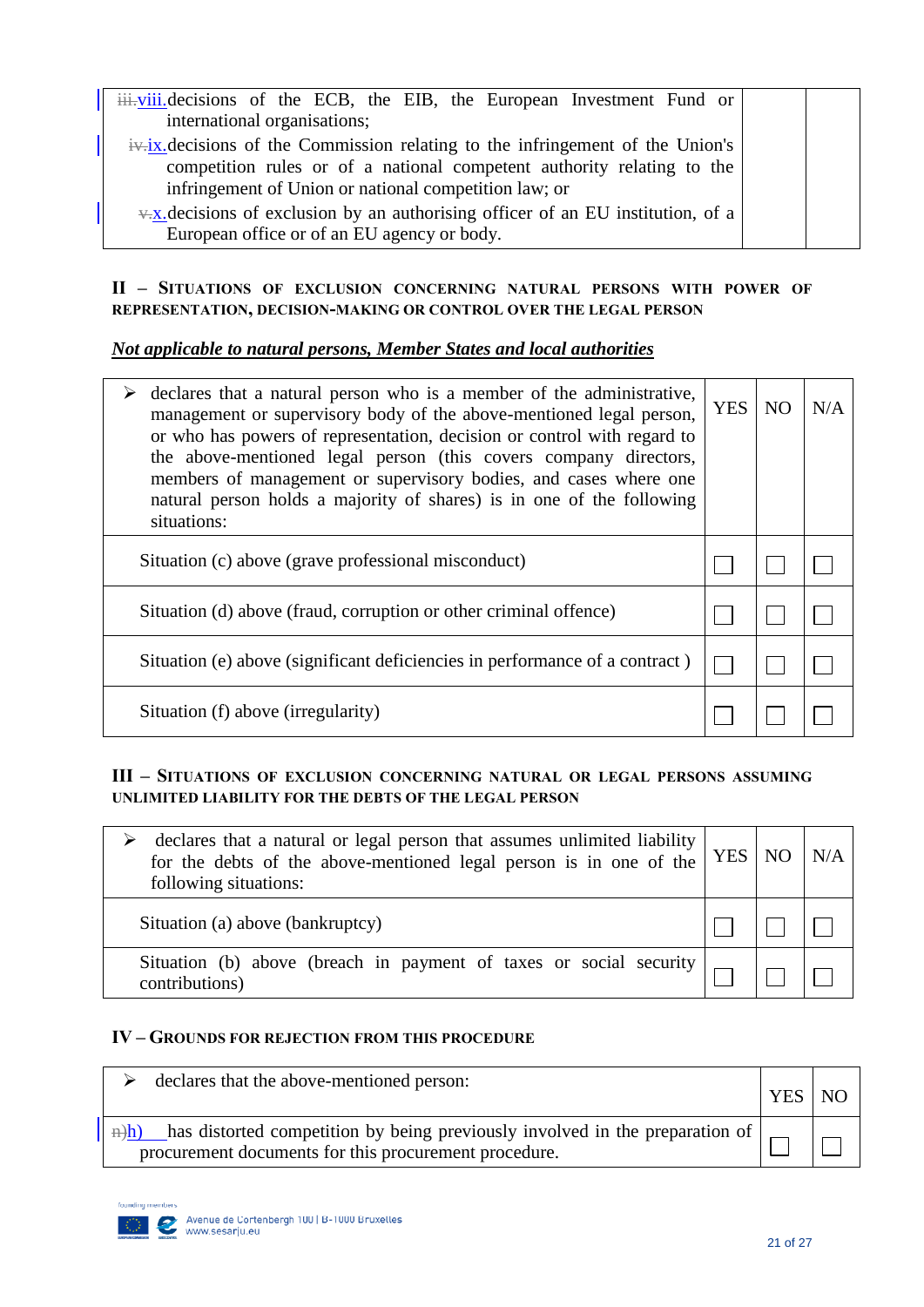| | | |
|---|---|---|
| ~~iii.~~viii. decisions of the ECB, the EIB, the European Investment Fund or international organisations;<br>~~iv.~~ix. decisions of the Commission relating to the infringement of the Union's competition rules or of a national competent authority relating to the infringement of Union or national competition law; or<br>~~v.~~x. decisions of exclusion by an authorising officer of an EU institution, of a European office or of an EU agency or body. | | |

**II – SITUATIONS OF EXCLUSION CONCERNING NATURAL PERSONS WITH POWER OF REPRESENTATION, DECISION-MAKING OR CONTROL OVER THE LEGAL PERSON**

***Not applicable to natural persons, Member States and local authorities***

| ➢ declares that a natural person who is a member of the administrative, management or supervisory body of the above-mentioned legal person, or who has powers of representation, decision or control with regard to the above-mentioned legal person (this covers company directors, members of management or supervisory bodies, and cases where one natural person holds a majority of shares) is in one of the following situations: | YES | NO | N/A |
|---|---|---|---|
| Situation (c) above (grave professional misconduct) | ☐ | ☐ | ☐ |
| Situation (d) above (fraud, corruption or other criminal offence) | ☐ | ☐ | ☐ |
| Situation (e) above (significant deficiencies in performance of a contract ) | ☐ | ☐ | ☐ |
| Situation (f) above (irregularity) | ☐ | ☐ | ☐ |

**III – SITUATIONS OF EXCLUSION CONCERNING NATURAL OR LEGAL PERSONS ASSUMING UNLIMITED LIABILITY FOR THE DEBTS OF THE LEGAL PERSON**

| ➢ declares that a natural or legal person that assumes unlimited liability for the debts of the above-mentioned legal person is in one of the following situations: | YES | NO | N/A |
|---|---|---|---|
| Situation (a) above (bankruptcy) | ☐ | ☐ | ☐ |
| Situation (b) above (breach in payment of taxes or social security contributions) | ☐ | ☐ | ☐ |

**IV – GROUNDS FOR REJECTION FROM THIS PROCEDURE**

| ➢ declares that the above-mentioned person: | YES | NO |
|---|---|---|
| ~~n)~~h) has distorted competition by being previously involved in the preparation of procurement documents for this procurement procedure. | ☐ | ☐ |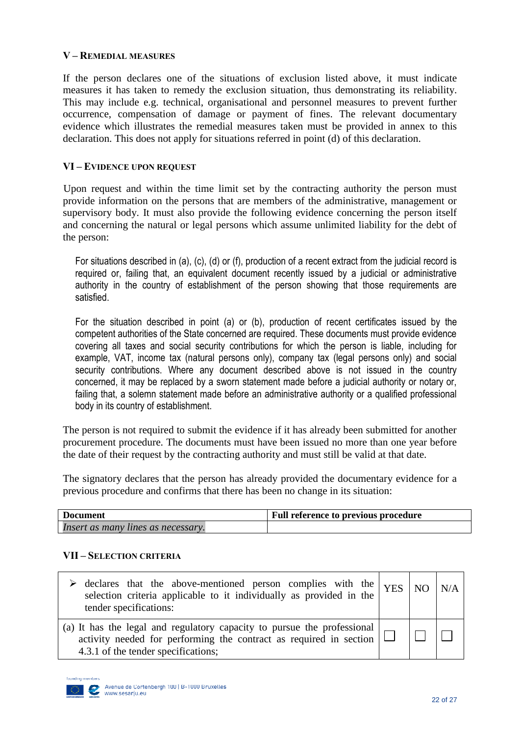## V – Remedial measures

If the person declares one of the situations of exclusion listed above, it must indicate measures it has taken to remedy the exclusion situation, thus demonstrating its reliability. This may include e.g. technical, organisational and personnel measures to prevent further occurrence, compensation of damage or payment of fines. The relevant documentary evidence which illustrates the remedial measures taken must be provided in annex to this declaration. This does not apply for situations referred in point (d) of this declaration.

## VI – Evidence upon request

Upon request and within the time limit set by the contracting authority the person must provide information on the persons that are members of the administrative, management or supervisory body. It must also provide the following evidence concerning the person itself and concerning the natural or legal persons which assume unlimited liability for the debt of the person:

For situations described in (a), (c), (d) or (f), production of a recent extract from the judicial record is required or, failing that, an equivalent document recently issued by a judicial or administrative authority in the country of establishment of the person showing that those requirements are satisfied.

For the situation described in point (a) or (b), production of recent certificates issued by the competent authorities of the State concerned are required. These documents must provide evidence covering all taxes and social security contributions for which the person is liable, including for example, VAT, income tax (natural persons only), company tax (legal persons only) and social security contributions. Where any document described above is not issued in the country concerned, it may be replaced by a sworn statement made before a judicial authority or notary or, failing that, a solemn statement made before an administrative authority or a qualified professional body in its country of establishment.

The person is not required to submit the evidence if it has already been submitted for another procurement procedure. The documents must have been issued no more than one year before the date of their request by the contracting authority and must still be valid at that date.

The signatory declares that the person has already provided the documentary evidence for a previous procedure and confirms that there has been no change in its situation:

| Document | Full reference to previous procedure |
|---|---|
| *Insert as many lines as necessary.* | |

## VII – Selection criteria

| ➢ declares that the above-mentioned person complies with the selection criteria applicable to it individually as provided in the tender specifications: | YES | NO | N/A |
|---|---|---|---|
| (a) It has the legal and regulatory capacity to pursue the professional activity needed for performing the contract as required in section 4.3.1 of the tender specifications; | ☐ | ☐ | ☐ |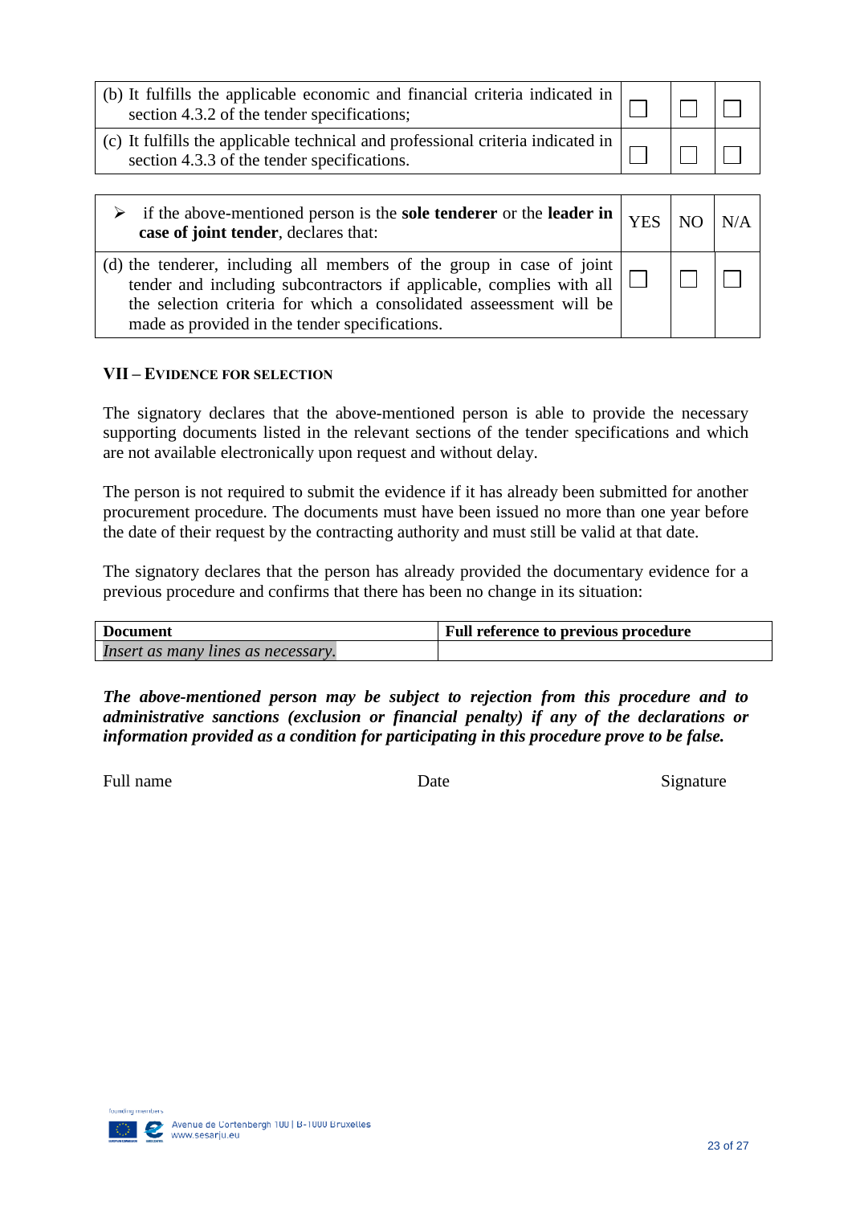| | | | |
|---|---|---|---|
| (b) It fulfills the applicable economic and financial criteria indicated in section 4.3.2 of the tender specifications; | ☐ | ☐ | ☐ |
| (c) It fulfills the applicable technical and professional criteria indicated in section 4.3.3 of the tender specifications. | ☐ | ☐ | ☐ |

| ➢ if the above-mentioned person is the **sole tenderer** or the **leader in case of joint tender**, declares that: | YES | NO | N/A |
|---|---|---|---|
| (d) the tenderer, including all members of the group in case of joint tender and including subcontractors if applicable, complies with all the selection criteria for which a consolidated assessment will be made as provided in the tender specifications. | ☐ | ☐ | ☐ |

### VII – EVIDENCE FOR SELECTION

The signatory declares that the above-mentioned person is able to provide the necessary supporting documents listed in the relevant sections of the tender specifications and which are not available electronically upon request and without delay.

The person is not required to submit the evidence if it has already been submitted for another procurement procedure. The documents must have been issued no more than one year before the date of their request by the contracting authority and must still be valid at that date.

The signatory declares that the person has already provided the documentary evidence for a previous procedure and confirms that there has been no change in its situation:

| Document | Full reference to previous procedure |
|---|---|
| *Insert as many lines as necessary.* | |

***The above-mentioned person may be subject to rejection from this procedure and to administrative sanctions (exclusion or financial penalty) if any of the declarations or information provided as a condition for participating in this procedure prove to be false.***

Full name Date Signature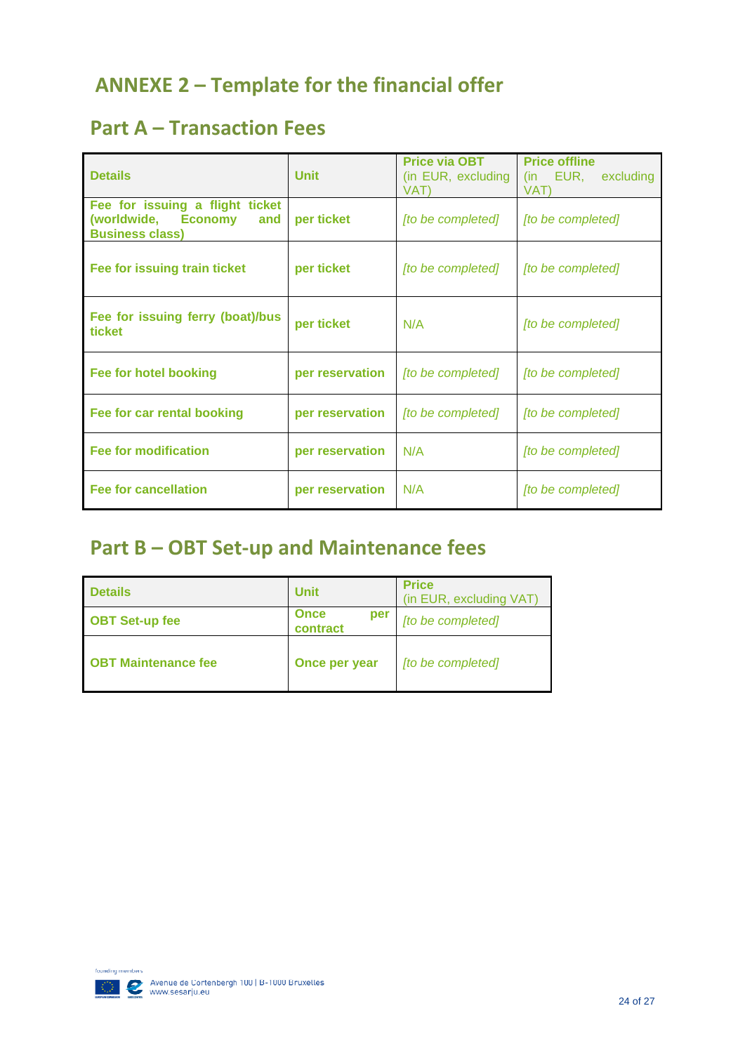# ANNEXE 2 – Template for the financial offer

## Part A – Transaction Fees

| Details | Unit | Price via OBT (in EUR, excluding VAT) | Price offline (in EUR, excluding VAT) |
|---|---|---|---|
| **Fee for issuing a flight ticket (worldwide, Economy and Business class)** | **per ticket** | *[to be completed]* | *[to be completed]* |
| **Fee for issuing train ticket** | **per ticket** | *[to be completed]* | *[to be completed]* |
| **Fee for issuing ferry (boat)/bus ticket** | **per ticket** | N/A | *[to be completed]* |
| **Fee for hotel booking** | **per reservation** | *[to be completed]* | *[to be completed]* |
| **Fee for car rental booking** | **per reservation** | *[to be completed]* | *[to be completed]* |
| **Fee for modification** | **per reservation** | N/A | *[to be completed]* |
| **Fee for cancellation** | **per reservation** | N/A | *[to be completed]* |

## Part B – OBT Set-up and Maintenance fees

| Details | Unit | Price (in EUR, excluding VAT) |
|---|---|---|
| **OBT Set-up fee** | **Once per contract** | *[to be completed]* |
| **OBT Maintenance fee** | **Once per year** | *[to be completed]* |

founding members

Avenue de Cortenbergh 100 | B-1000 Bruxelles
www.sesarju.eu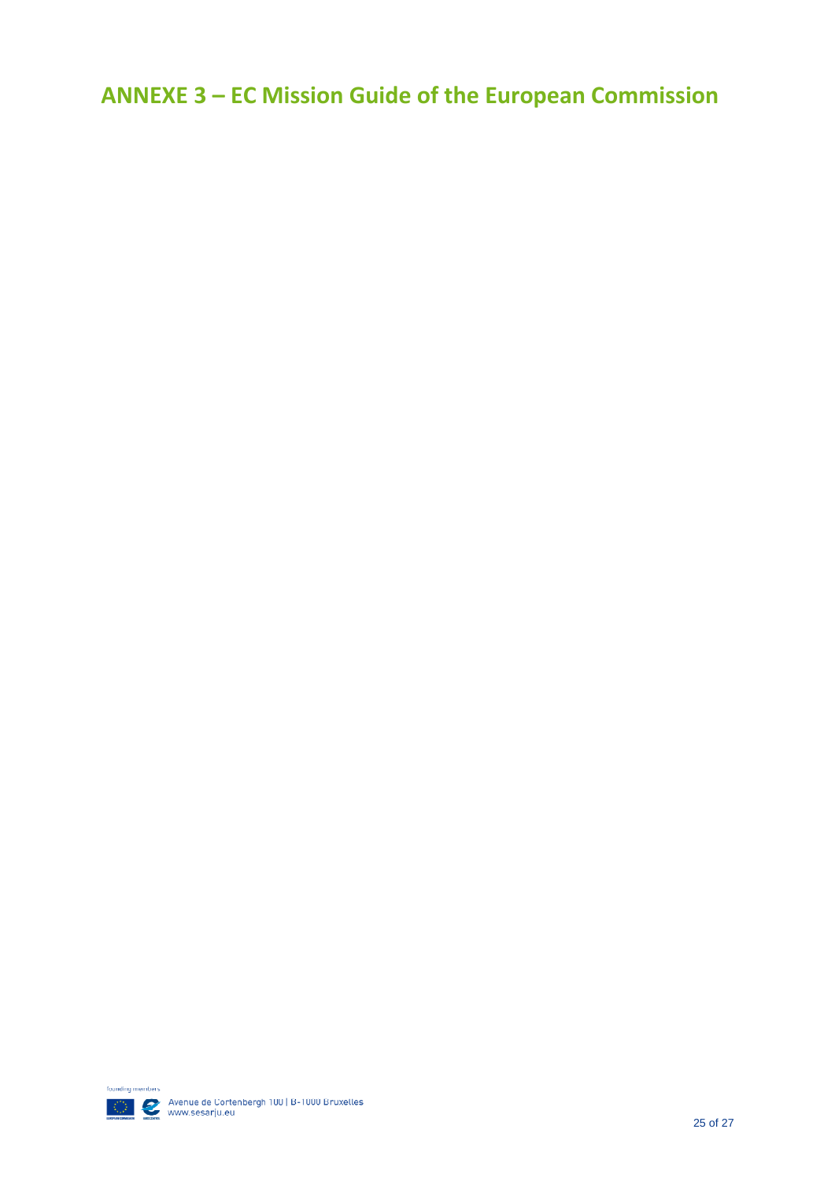# ANNEXE 3 – EC Mission Guide of the European Commission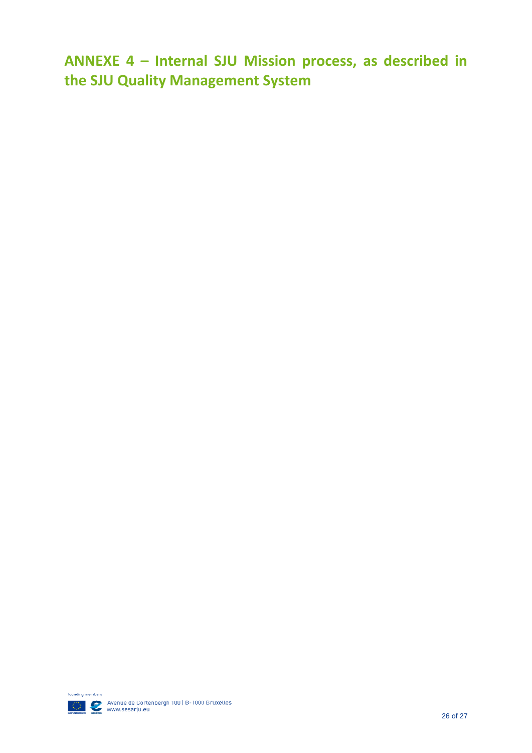# ANNEXE 4 – Internal SJU Mission process, as described in the SJU Quality Management System